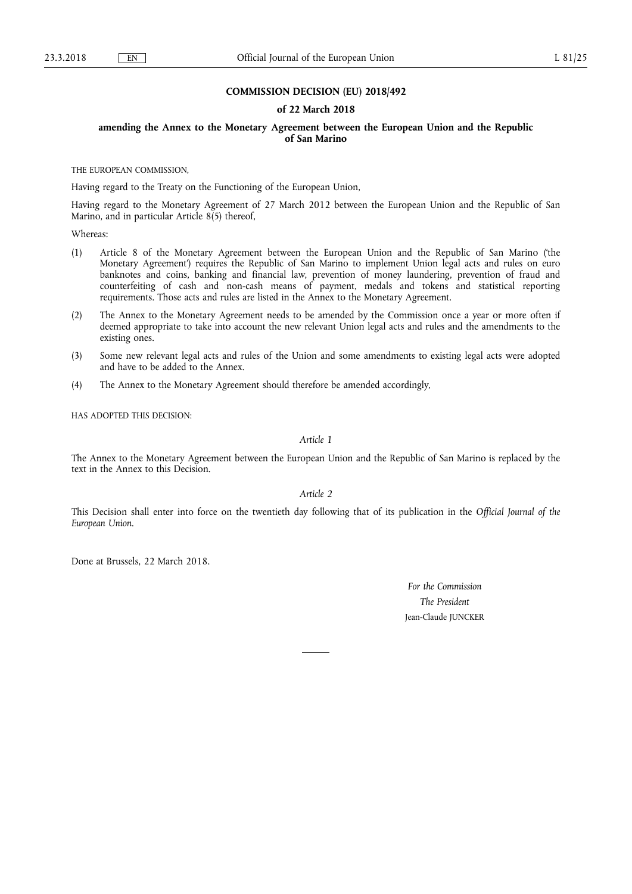# COMMISSION DECISION (EU) 2018/492

## of 22 March 2018

## amending the Annex to the Monetary Agreement between the European Union and the Republic of San Marino

THE EUROPEAN COMMISSION,

Having regard to the Treaty on the Functioning of the European Union,

Having regard to the Monetary Agreement of 27 March 2012 between the European Union and the Republic of San Marino, and in particular Article 8(5) thereof,

Whereas:

(1) Article 8 of the Monetary Agreement between the European Union and the Republic of San Marino ('the Monetary Agreement') requires the Republic of San Marino to implement Union legal acts and rules on euro banknotes and coins, banking and financial law, prevention of money laundering, prevention of fraud and counterfeiting of cash and non-cash means of payment, medals and tokens and statistical reporting requirements. Those acts and rules are listed in the Annex to the Monetary Agreement.

(2) The Annex to the Monetary Agreement needs to be amended by the Commission once a year or more often if deemed appropriate to take into account the new relevant Union legal acts and rules and the amendments to the existing ones.

(3) Some new relevant legal acts and rules of the Union and some amendments to existing legal acts were adopted and have to be added to the Annex.

(4) The Annex to the Monetary Agreement should therefore be amended accordingly,

HAS ADOPTED THIS DECISION:

*Article 1*

The Annex to the Monetary Agreement between the European Union and the Republic of San Marino is replaced by the text in the Annex to this Decision.

*Article 2*

This Decision shall enter into force on the twentieth day following that of its publication in the *Official Journal of the European Union*.

Done at Brussels, 22 March 2018.

*For the Commission*

*The President*

Jean-Claude JUNCKER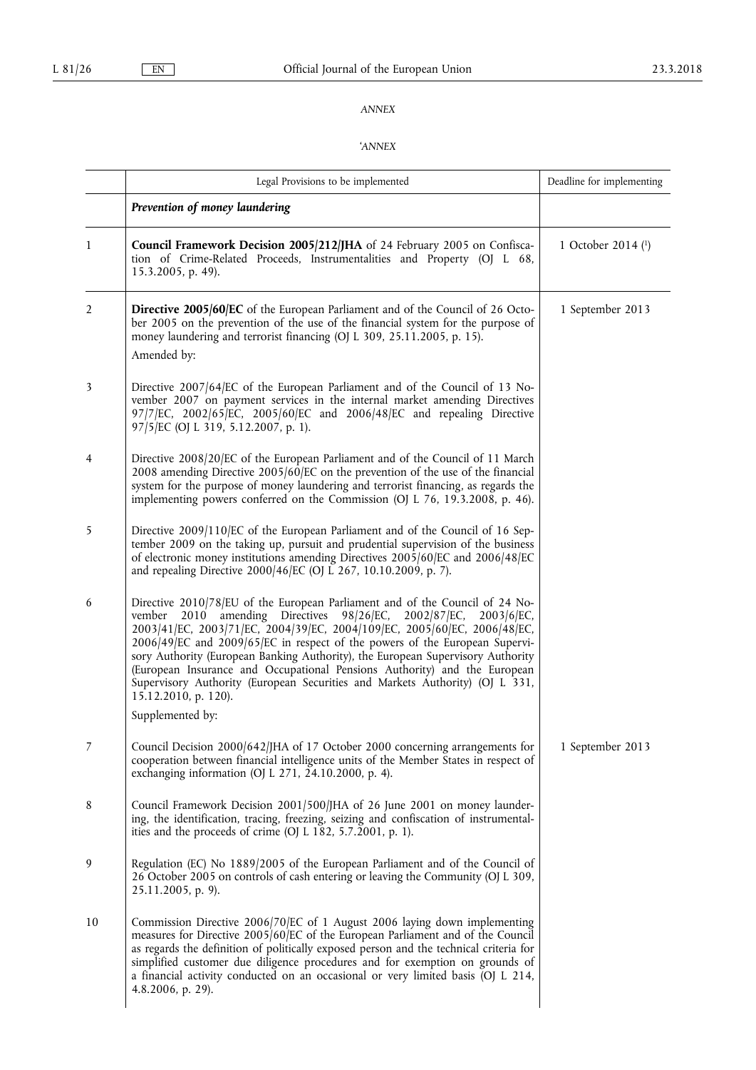*ANNEX*

*'ANNEX*

| | Legal Provisions to be implemented | Deadline for implementing |
|---|---|---|
| | ***Prevention of money laundering*** | |
| 1 | **Council Framework Decision 2005/212/JHA** of 24 February 2005 on Confiscation of Crime-Related Proceeds, Instrumentalities and Property (OJ L 68, 15.3.2005, p. 49). | 1 October 2014 (1) |
| 2 | **Directive 2005/60/EC** of the European Parliament and of the Council of 26 October 2005 on the prevention of the use of the financial system for the purpose of money laundering and terrorist financing (OJ L 309, 25.11.2005, p. 15).<br>Amended by: | 1 September 2013 |
| 3 | Directive 2007/64/EC of the European Parliament and of the Council of 13 November 2007 on payment services in the internal market amending Directives 97/7/EC, 2002/65/EC, 2005/60/EC and 2006/48/EC and repealing Directive 97/5/EC (OJ L 319, 5.12.2007, p. 1). | |
| 4 | Directive 2008/20/EC of the European Parliament and of the Council of 11 March 2008 amending Directive 2005/60/EC on the prevention of the use of the financial system for the purpose of money laundering and terrorist financing, as regards the implementing powers conferred on the Commission (OJ L 76, 19.3.2008, p. 46). | |
| 5 | Directive 2009/110/EC of the European Parliament and of the Council of 16 September 2009 on the taking up, pursuit and prudential supervision of the business of electronic money institutions amending Directives 2005/60/EC and 2006/48/EC and repealing Directive 2000/46/EC (OJ L 267, 10.10.2009, p. 7). | |
| 6 | Directive 2010/78/EU of the European Parliament and of the Council of 24 November 2010 amending Directives 98/26/EC, 2002/87/EC, 2003/6/EC, 2003/41/EC, 2003/71/EC, 2004/39/EC, 2004/109/EC, 2005/60/EC, 2006/48/EC, 2006/49/EC and 2009/65/EC in respect of the powers of the European Supervisory Authority (European Banking Authority), the European Supervisory Authority (European Insurance and Occupational Pensions Authority) and the European Supervisory Authority (European Securities and Markets Authority) (OJ L 331, 15.12.2010, p. 120).<br>Supplemented by: | |
| 7 | Council Decision 2000/642/JHA of 17 October 2000 concerning arrangements for cooperation between financial intelligence units of the Member States in respect of exchanging information (OJ L 271, 24.10.2000, p. 4). | 1 September 2013 |
| 8 | Council Framework Decision 2001/500/JHA of 26 June 2001 on money laundering, the identification, tracing, freezing, seizing and confiscation of instrumentalities and the proceeds of crime (OJ L 182, 5.7.2001, p. 1). | |
| 9 | Regulation (EC) No 1889/2005 of the European Parliament and of the Council of 26 October 2005 on controls of cash entering or leaving the Community (OJ L 309, 25.11.2005, p. 9). | |
| 10 | Commission Directive 2006/70/EC of 1 August 2006 laying down implementing measures for Directive 2005/60/EC of the European Parliament and of the Council as regards the definition of politically exposed person and the technical criteria for simplified customer due diligence procedures and for exemption on grounds of a financial activity conducted on an occasional or very limited basis (OJ L 214, 4.8.2006, p. 29). | |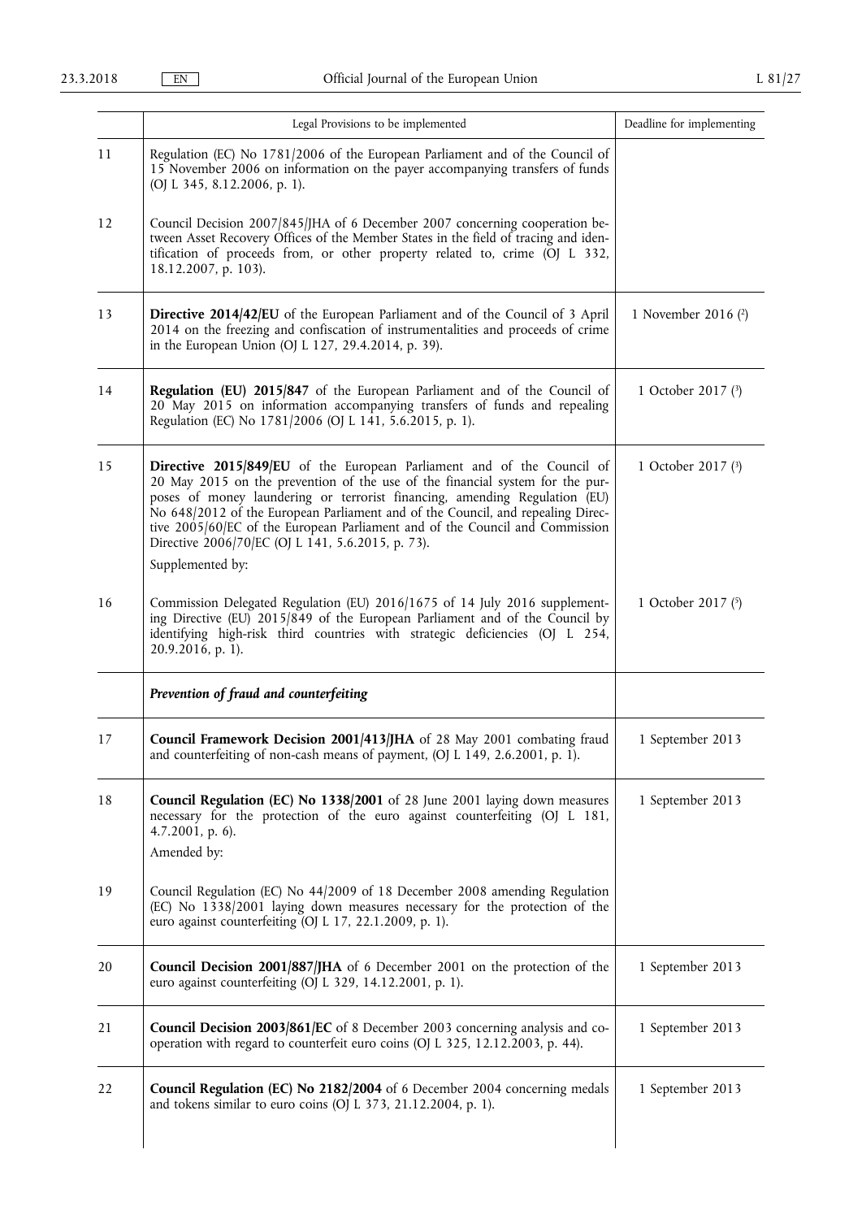|  | Legal Provisions to be implemented | Deadline for implementing |
|---|---|---|
| 11 | Regulation (EC) No 1781/2006 of the European Parliament and of the Council of 15 November 2006 on information on the payer accompanying transfers of funds (OJ L 345, 8.12.2006, p. 1). |  |
| 12 | Council Decision 2007/845/JHA of 6 December 2007 concerning cooperation between Asset Recovery Offices of the Member States in the field of tracing and identification of proceeds from, or other property related to, crime (OJ L 332, 18.12.2007, p. 103). |  |
| 13 | **Directive 2014/42/EU** of the European Parliament and of the Council of 3 April 2014 on the freezing and confiscation of instrumentalities and proceeds of crime in the European Union (OJ L 127, 29.4.2014, p. 39). | 1 November 2016 (2) |
| 14 | **Regulation (EU) 2015/847** of the European Parliament and of the Council of 20 May 2015 on information accompanying transfers of funds and repealing Regulation (EC) No 1781/2006 (OJ L 141, 5.6.2015, p. 1). | 1 October 2017 (3) |
| 15 | **Directive 2015/849/EU** of the European Parliament and of the Council of 20 May 2015 on the prevention of the use of the financial system for the purposes of money laundering or terrorist financing, amending Regulation (EU) No 648/2012 of the European Parliament and of the Council, and repealing Directive 2005/60/EC of the European Parliament and of the Council and Commission Directive 2006/70/EC (OJ L 141, 5.6.2015, p. 73).<br>Supplemented by: | 1 October 2017 (3) |
| 16 | Commission Delegated Regulation (EU) 2016/1675 of 14 July 2016 supplementing Directive (EU) 2015/849 of the European Parliament and of the Council by identifying high-risk third countries with strategic deficiencies (OJ L 254, 20.9.2016, p. 1). | 1 October 2017 (5) |
|  | ***Prevention of fraud and counterfeiting*** |  |
| 17 | **Council Framework Decision 2001/413/JHA** of 28 May 2001 combating fraud and counterfeiting of non-cash means of payment, (OJ L 149, 2.6.2001, p. 1). | 1 September 2013 |
| 18 | **Council Regulation (EC) No 1338/2001** of 28 June 2001 laying down measures necessary for the protection of the euro against counterfeiting (OJ L 181, 4.7.2001, p. 6).<br>Amended by: | 1 September 2013 |
| 19 | Council Regulation (EC) No 44/2009 of 18 December 2008 amending Regulation (EC) No 1338/2001 laying down measures necessary for the protection of the euro against counterfeiting (OJ L 17, 22.1.2009, p. 1). |  |
| 20 | **Council Decision 2001/887/JHA** of 6 December 2001 on the protection of the euro against counterfeiting (OJ L 329, 14.12.2001, p. 1). | 1 September 2013 |
| 21 | **Council Decision 2003/861/EC** of 8 December 2003 concerning analysis and cooperation with regard to counterfeit euro coins (OJ L 325, 12.12.2003, p. 44). | 1 September 2013 |
| 22 | **Council Regulation (EC) No 2182/2004** of 6 December 2004 concerning medals and tokens similar to euro coins (OJ L 373, 21.12.2004, p. 1). | 1 September 2013 |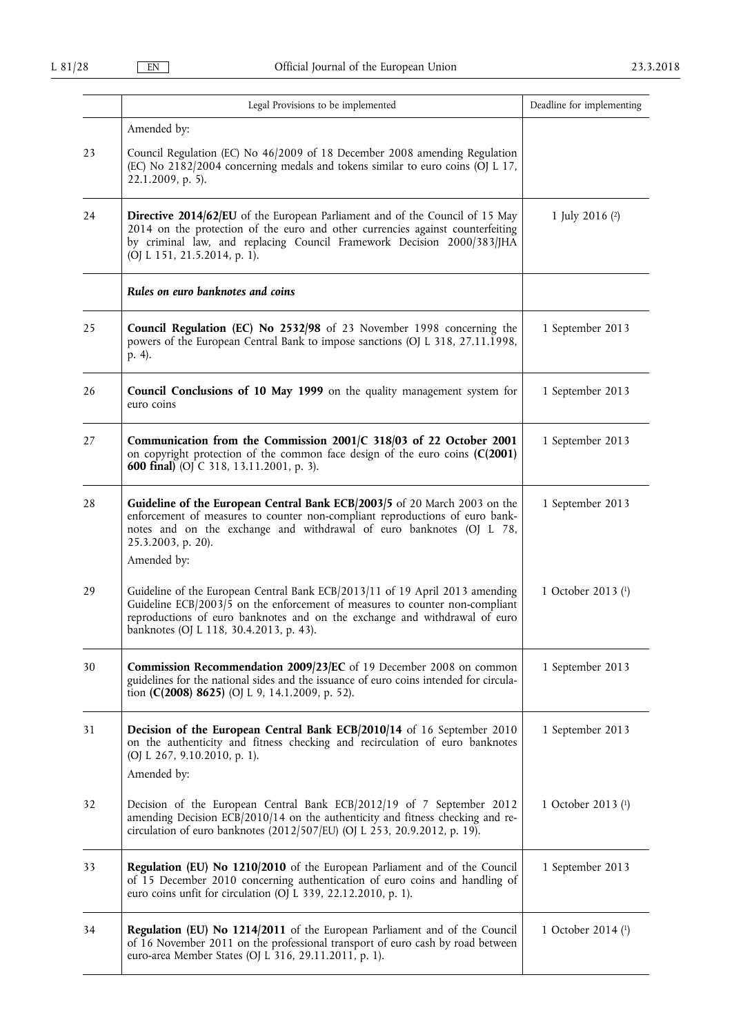| | Legal Provisions to be implemented | Deadline for implementing |
|---|---|---|
| | Amended by: | |
| 23 | Council Regulation (EC) No 46/2009 of 18 December 2008 amending Regulation (EC) No 2182/2004 concerning medals and tokens similar to euro coins (OJ L 17, 22.1.2009, p. 5). | |
| 24 | **Directive 2014/62/EU** of the European Parliament and of the Council of 15 May 2014 on the protection of the euro and other currencies against counterfeiting by criminal law, and replacing Council Framework Decision 2000/383/JHA (OJ L 151, 21.5.2014, p. 1). | 1 July 2016 (2) |
| | ***Rules on euro banknotes and coins*** | |
| 25 | **Council Regulation (EC) No 2532/98** of 23 November 1998 concerning the powers of the European Central Bank to impose sanctions (OJ L 318, 27.11.1998, p. 4). | 1 September 2013 |
| 26 | **Council Conclusions of 10 May 1999** on the quality management system for euro coins | 1 September 2013 |
| 27 | **Communication from the Commission 2001/C 318/03 of 22 October 2001** on copyright protection of the common face design of the euro coins **(C(2001) 600 final)** (OJ C 318, 13.11.2001, p. 3). | 1 September 2013 |
| 28 | **Guideline of the European Central Bank ECB/2003/5** of 20 March 2003 on the enforcement of measures to counter non-compliant reproductions of euro banknotes and on the exchange and withdrawal of euro banknotes (OJ L 78, 25.3.2003, p. 20).<br>Amended by: | 1 September 2013 |
| 29 | Guideline of the European Central Bank ECB/2013/11 of 19 April 2013 amending Guideline ECB/2003/5 on the enforcement of measures to counter non-compliant reproductions of euro banknotes and on the exchange and withdrawal of euro banknotes (OJ L 118, 30.4.2013, p. 43). | 1 October 2013 (1) |
| 30 | **Commission Recommendation 2009/23/EC** of 19 December 2008 on common guidelines for the national sides and the issuance of euro coins intended for circulation **(C(2008) 8625)** (OJ L 9, 14.1.2009, p. 52). | 1 September 2013 |
| 31 | **Decision of the European Central Bank ECB/2010/14** of 16 September 2010 on the authenticity and fitness checking and recirculation of euro banknotes (OJ L 267, 9.10.2010, p. 1).<br>Amended by: | 1 September 2013 |
| 32 | Decision of the European Central Bank ECB/2012/19 of 7 September 2012 amending Decision ECB/2010/14 on the authenticity and fitness checking and recirculation of euro banknotes (2012/507/EU) (OJ L 253, 20.9.2012, p. 19). | 1 October 2013 (1) |
| 33 | **Regulation (EU) No 1210/2010** of the European Parliament and of the Council of 15 December 2010 concerning authentication of euro coins and handling of euro coins unfit for circulation (OJ L 339, 22.12.2010, p. 1). | 1 September 2013 |
| 34 | **Regulation (EU) No 1214/2011** of the European Parliament and of the Council of 16 November 2011 on the professional transport of euro cash by road between euro-area Member States (OJ L 316, 29.11.2011, p. 1). | 1 October 2014 (1) |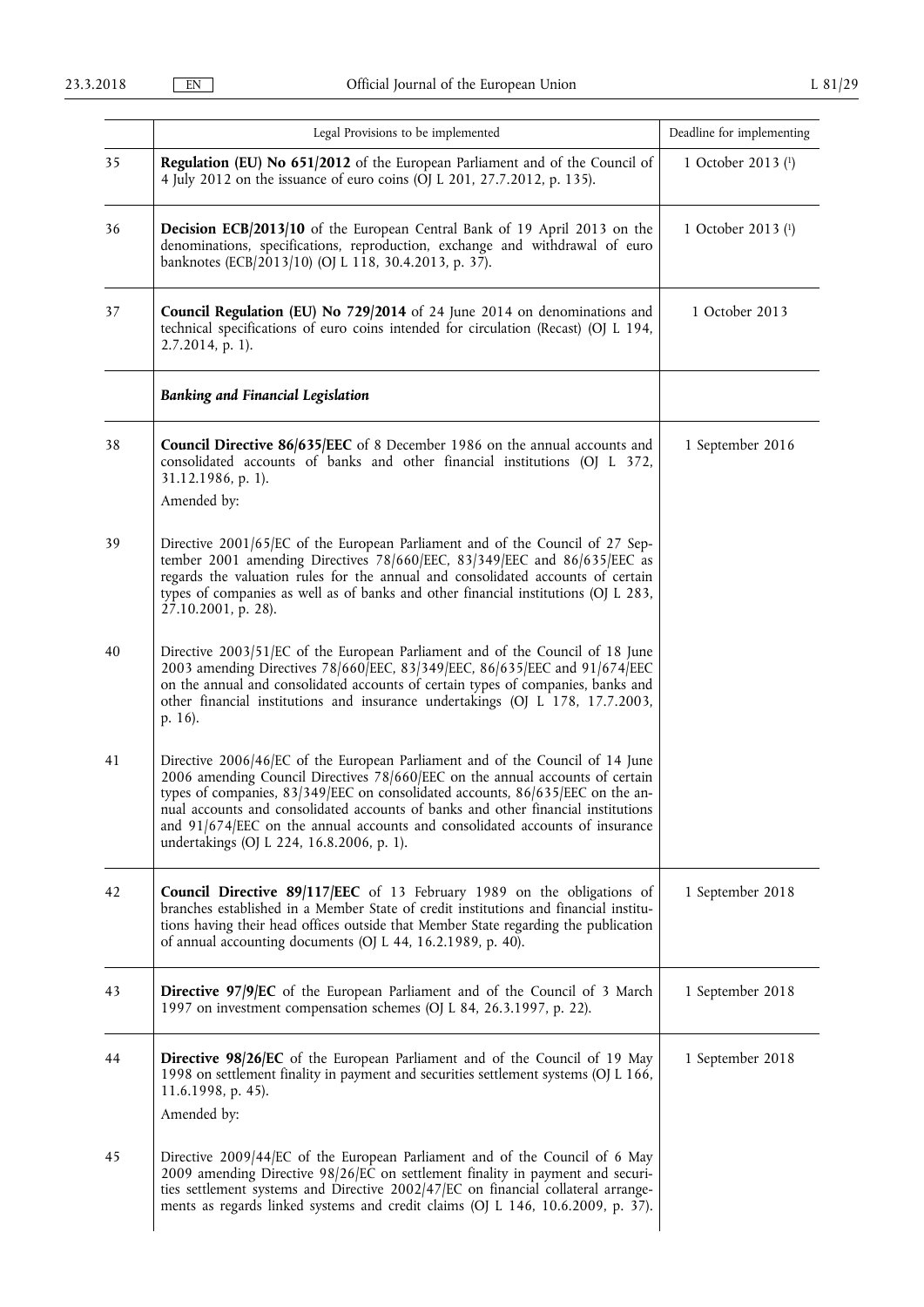| | Legal Provisions to be implemented | Deadline for implementing |
|---|---|---|
| 35 | **Regulation (EU) No 651/2012** of the European Parliament and of the Council of 4 July 2012 on the issuance of euro coins (OJ L 201, 27.7.2012, p. 135). | 1 October 2013 (1) |
| 36 | **Decision ECB/2013/10** of the European Central Bank of 19 April 2013 on the denominations, specifications, reproduction, exchange and withdrawal of euro banknotes (ECB/2013/10) (OJ L 118, 30.4.2013, p. 37). | 1 October 2013 (1) |
| 37 | **Council Regulation (EU) No 729/2014** of 24 June 2014 on denominations and technical specifications of euro coins intended for circulation (Recast) (OJ L 194, 2.7.2014, p. 1). | 1 October 2013 |
| | ***Banking and Financial Legislation*** | |
| 38 | **Council Directive 86/635/EEC** of 8 December 1986 on the annual accounts and consolidated accounts of banks and other financial institutions (OJ L 372, 31.12.1986, p. 1). Amended by: | 1 September 2016 |
| 39 | Directive 2001/65/EC of the European Parliament and of the Council of 27 September 2001 amending Directives 78/660/EEC, 83/349/EEC and 86/635/EEC as regards the valuation rules for the annual and consolidated accounts of certain types of companies as well as of banks and other financial institutions (OJ L 283, 27.10.2001, p. 28). | |
| 40 | Directive 2003/51/EC of the European Parliament and of the Council of 18 June 2003 amending Directives 78/660/EEC, 83/349/EEC, 86/635/EEC and 91/674/EEC on the annual and consolidated accounts of certain types of companies, banks and other financial institutions and insurance undertakings (OJ L 178, 17.7.2003, p. 16). | |
| 41 | Directive 2006/46/EC of the European Parliament and of the Council of 14 June 2006 amending Council Directives 78/660/EEC on the annual accounts of certain types of companies, 83/349/EEC on consolidated accounts, 86/635/EEC on the annual accounts and consolidated accounts of banks and other financial institutions and 91/674/EEC on the annual accounts and consolidated accounts of insurance undertakings (OJ L 224, 16.8.2006, p. 1). | |
| 42 | **Council Directive 89/117/EEC** of 13 February 1989 on the obligations of branches established in a Member State of credit institutions and financial institutions having their head offices outside that Member State regarding the publication of annual accounting documents (OJ L 44, 16.2.1989, p. 40). | 1 September 2018 |
| 43 | **Directive 97/9/EC** of the European Parliament and of the Council of 3 March 1997 on investment compensation schemes (OJ L 84, 26.3.1997, p. 22). | 1 September 2018 |
| 44 | **Directive 98/26/EC** of the European Parliament and of the Council of 19 May 1998 on settlement finality in payment and securities settlement systems (OJ L 166, 11.6.1998, p. 45). Amended by: | 1 September 2018 |
| 45 | Directive 2009/44/EC of the European Parliament and of the Council of 6 May 2009 amending Directive 98/26/EC on settlement finality in payment and securities settlement systems and Directive 2002/47/EC on financial collateral arrangements as regards linked systems and credit claims (OJ L 146, 10.6.2009, p. 37). | |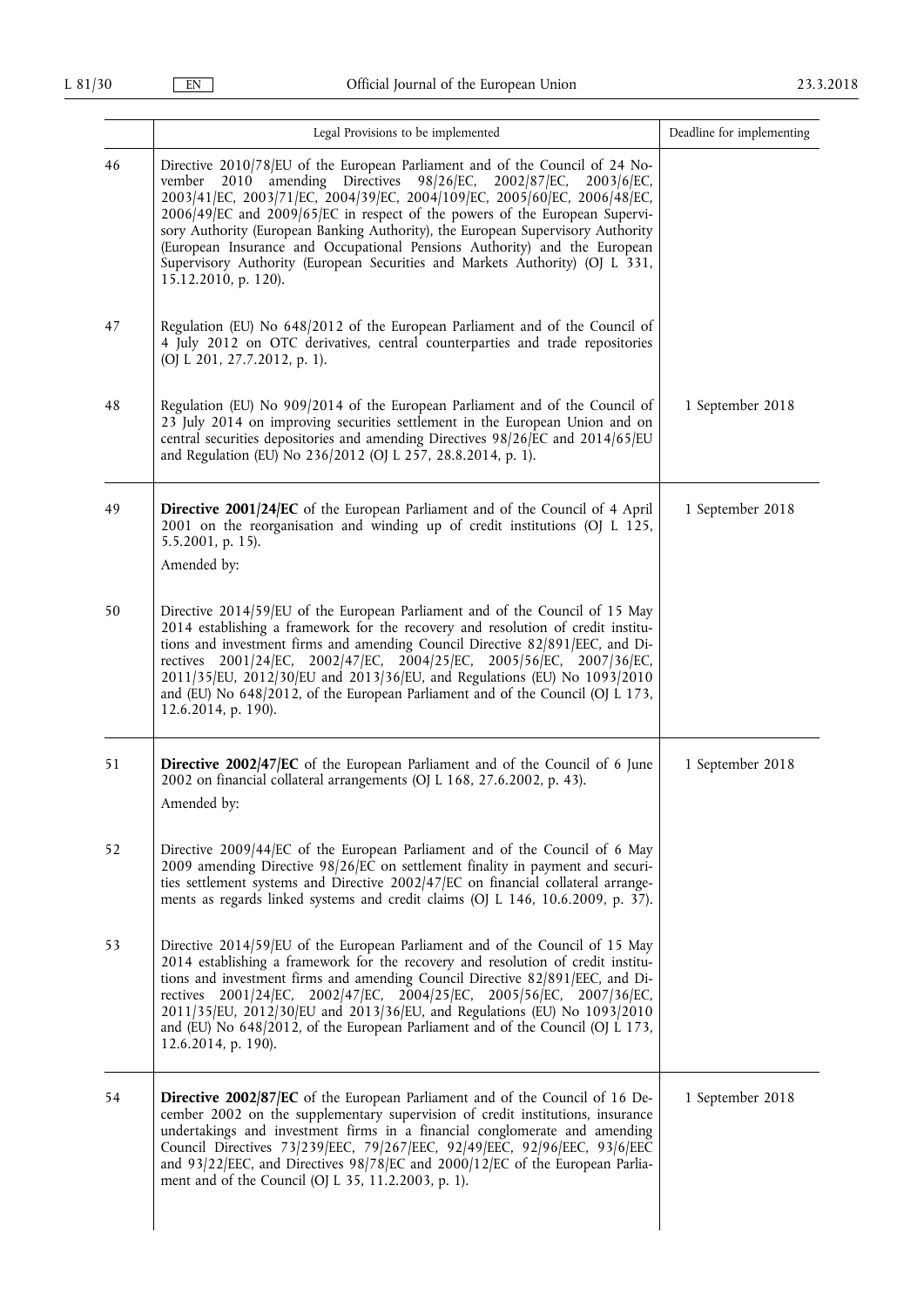| | Legal Provisions to be implemented | Deadline for implementing |
|---|---|---|
| 46 | Directive 2010/78/EU of the European Parliament and of the Council of 24 November 2010 amending Directives 98/26/EC, 2002/87/EC, 2003/6/EC, 2003/41/EC, 2003/71/EC, 2004/39/EC, 2004/109/EC, 2005/60/EC, 2006/48/EC, 2006/49/EC and 2009/65/EC in respect of the powers of the European Supervisory Authority (European Banking Authority), the European Supervisory Authority (European Insurance and Occupational Pensions Authority) and the European Supervisory Authority (European Securities and Markets Authority) (OJ L 331, 15.12.2010, p. 120). | |
| 47 | Regulation (EU) No 648/2012 of the European Parliament and of the Council of 4 July 2012 on OTC derivatives, central counterparties and trade repositories (OJ L 201, 27.7.2012, p. 1). | |
| 48 | Regulation (EU) No 909/2014 of the European Parliament and of the Council of 23 July 2014 on improving securities settlement in the European Union and on central securities depositories and amending Directives 98/26/EC and 2014/65/EU and Regulation (EU) No 236/2012 (OJ L 257, 28.8.2014, p. 1). | 1 September 2018 |
| 49 | **Directive 2001/24/EC** of the European Parliament and of the Council of 4 April 2001 on the reorganisation and winding up of credit institutions (OJ L 125, 5.5.2001, p. 15). Amended by: | 1 September 2018 |
| 50 | Directive 2014/59/EU of the European Parliament and of the Council of 15 May 2014 establishing a framework for the recovery and resolution of credit institutions and investment firms and amending Council Directive 82/891/EEC, and Directives 2001/24/EC, 2002/47/EC, 2004/25/EC, 2005/56/EC, 2007/36/EC, 2011/35/EU, 2012/30/EU and 2013/36/EU, and Regulations (EU) No 1093/2010 and (EU) No 648/2012, of the European Parliament and of the Council (OJ L 173, 12.6.2014, p. 190). | |
| 51 | **Directive 2002/47/EC** of the European Parliament and of the Council of 6 June 2002 on financial collateral arrangements (OJ L 168, 27.6.2002, p. 43). Amended by: | 1 September 2018 |
| 52 | Directive 2009/44/EC of the European Parliament and of the Council of 6 May 2009 amending Directive 98/26/EC on settlement finality in payment and securities settlement systems and Directive 2002/47/EC on financial collateral arrangements as regards linked systems and credit claims (OJ L 146, 10.6.2009, p. 37). | |
| 53 | Directive 2014/59/EU of the European Parliament and of the Council of 15 May 2014 establishing a framework for the recovery and resolution of credit institutions and investment firms and amending Council Directive 82/891/EEC, and Directives 2001/24/EC, 2002/47/EC, 2004/25/EC, 2005/56/EC, 2007/36/EC, 2011/35/EU, 2012/30/EU and 2013/36/EU, and Regulations (EU) No 1093/2010 and (EU) No 648/2012, of the European Parliament and of the Council (OJ L 173, 12.6.2014, p. 190). | |
| 54 | **Directive 2002/87/EC** of the European Parliament and of the Council of 16 December 2002 on the supplementary supervision of credit institutions, insurance undertakings and investment firms in a financial conglomerate and amending Council Directives 73/239/EEC, 79/267/EEC, 92/49/EEC, 92/96/EEC, 93/6/EEC and 93/22/EEC, and Directives 98/78/EC and 2000/12/EC of the European Parliament and of the Council (OJ L 35, 11.2.2003, p. 1). | 1 September 2018 |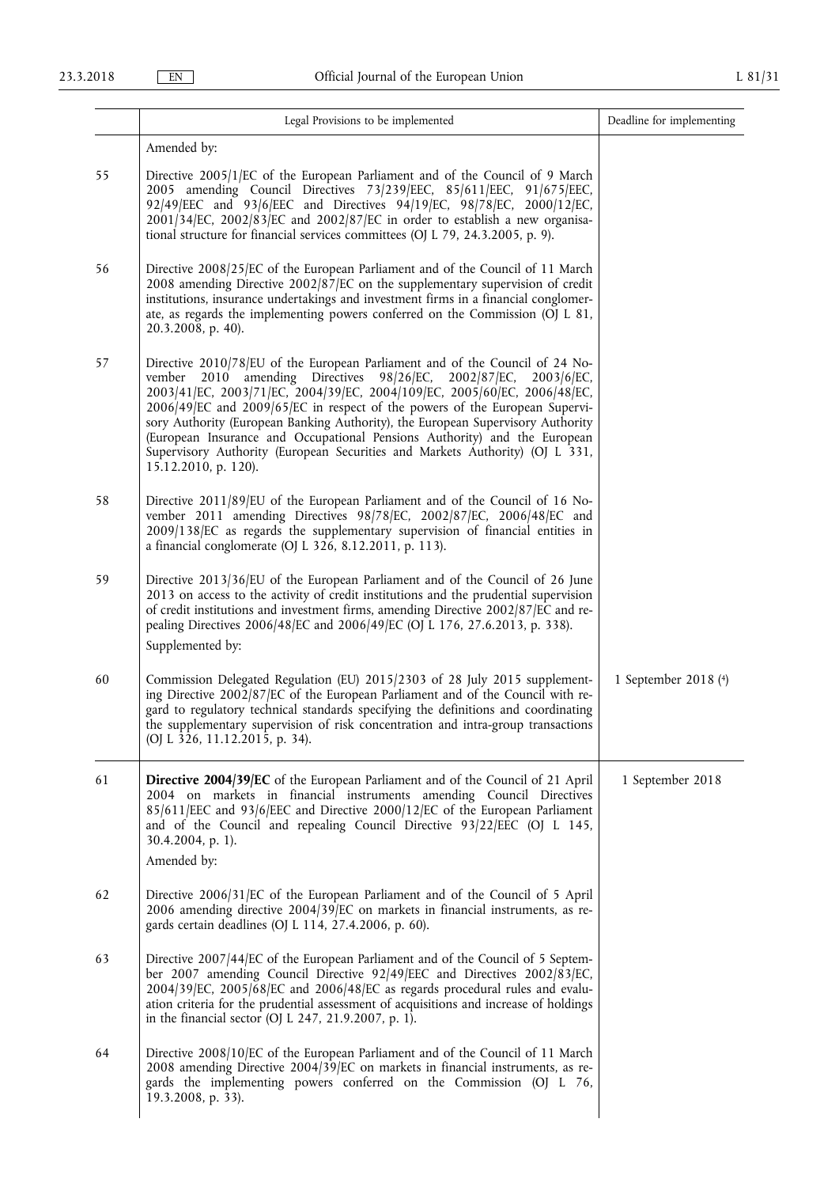|  | Legal Provisions to be implemented | Deadline for implementing |
|---|---|---|
|  | Amended by: |  |
| 55 | Directive 2005/1/EC of the European Parliament and of the Council of 9 March 2005 amending Council Directives 73/239/EEC, 85/611/EEC, 91/675/EEC, 92/49/EEC and 93/6/EEC and Directives 94/19/EC, 98/78/EC, 2000/12/EC, 2001/34/EC, 2002/83/EC and 2002/87/EC in order to establish a new organisational structure for financial services committees (OJ L 79, 24.3.2005, p. 9). |  |
| 56 | Directive 2008/25/EC of the European Parliament and of the Council of 11 March 2008 amending Directive 2002/87/EC on the supplementary supervision of credit institutions, insurance undertakings and investment firms in a financial conglomerate, as regards the implementing powers conferred on the Commission (OJ L 81, 20.3.2008, p. 40). |  |
| 57 | Directive 2010/78/EU of the European Parliament and of the Council of 24 November 2010 amending Directives 98/26/EC, 2002/87/EC, 2003/6/EC, 2003/41/EC, 2003/71/EC, 2004/39/EC, 2004/109/EC, 2005/60/EC, 2006/48/EC, 2006/49/EC and 2009/65/EC in respect of the powers of the European Supervisory Authority (European Banking Authority), the European Supervisory Authority (European Insurance and Occupational Pensions Authority) and the European Supervisory Authority (European Securities and Markets Authority) (OJ L 331, 15.12.2010, p. 120). |  |
| 58 | Directive 2011/89/EU of the European Parliament and of the Council of 16 November 2011 amending Directives 98/78/EC, 2002/87/EC, 2006/48/EC and 2009/138/EC as regards the supplementary supervision of financial entities in a financial conglomerate (OJ L 326, 8.12.2011, p. 113). |  |
| 59 | Directive 2013/36/EU of the European Parliament and of the Council of 26 June 2013 on access to the activity of credit institutions and the prudential supervision of credit institutions and investment firms, amending Directive 2002/87/EC and repealing Directives 2006/48/EC and 2006/49/EC (OJ L 176, 27.6.2013, p. 338).<br>Supplemented by: |  |
| 60 | Commission Delegated Regulation (EU) 2015/2303 of 28 July 2015 supplementing Directive 2002/87/EC of the European Parliament and of the Council with regard to regulatory technical standards specifying the definitions and coordinating the supplementary supervision of risk concentration and intra-group transactions (OJ L 326, 11.12.2015, p. 34). | 1 September 2018 [4] |
| 61 | **Directive 2004/39/EC** of the European Parliament and of the Council of 21 April 2004 on markets in financial instruments amending Council Directives 85/611/EEC and 93/6/EEC and Directive 2000/12/EC of the European Parliament and of the Council and repealing Council Directive 93/22/EEC (OJ L 145, 30.4.2004, p. 1).<br>Amended by: | 1 September 2018 |
| 62 | Directive 2006/31/EC of the European Parliament and of the Council of 5 April 2006 amending directive 2004/39/EC on markets in financial instruments, as regards certain deadlines (OJ L 114, 27.4.2006, p. 60). |  |
| 63 | Directive 2007/44/EC of the European Parliament and of the Council of 5 September 2007 amending Council Directive 92/49/EEC and Directives 2002/83/EC, 2004/39/EC, 2005/68/EC and 2006/48/EC as regards procedural rules and evaluation criteria for the prudential assessment of acquisitions and increase of holdings in the financial sector (OJ L 247, 21.9.2007, p. 1). |  |
| 64 | Directive 2008/10/EC of the European Parliament and of the Council of 11 March 2008 amending Directive 2004/39/EC on markets in financial instruments, as regards the implementing powers conferred on the Commission (OJ L 76, 19.3.2008, p. 33). |  |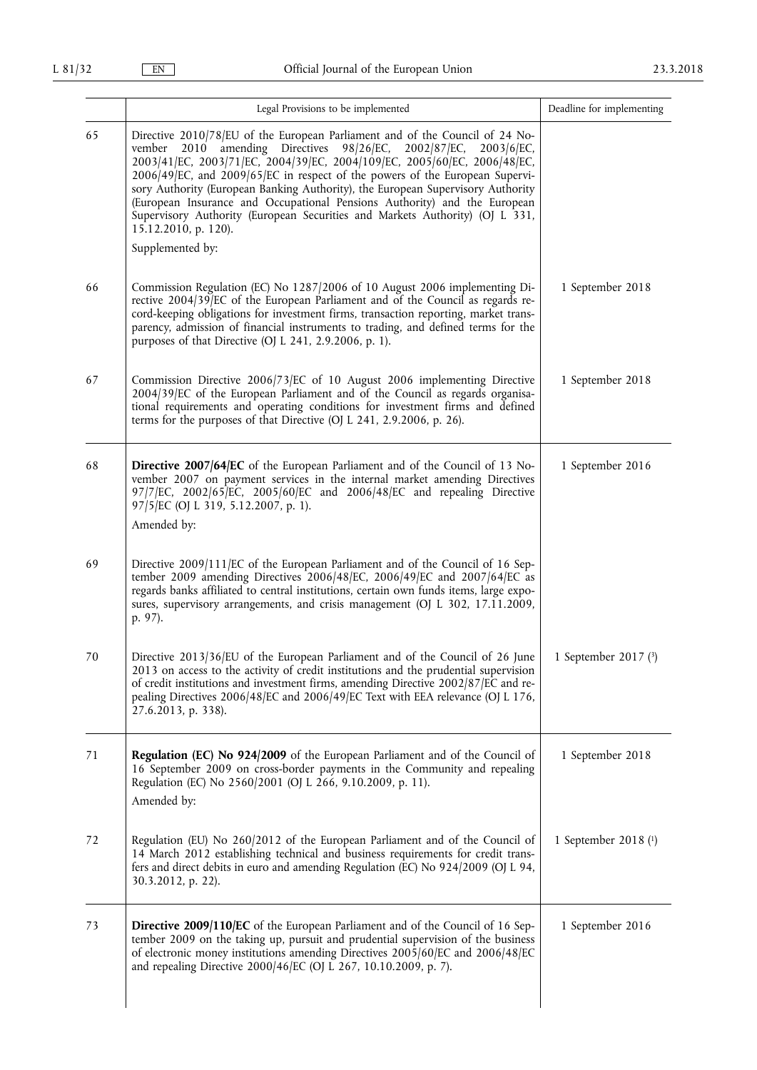| | Legal Provisions to be implemented | Deadline for implementing |
|---|---|---|
| 65 | Directive 2010/78/EU of the European Parliament and of the Council of 24 November 2010 amending Directives 98/26/EC, 2002/87/EC, 2003/6/EC, 2003/41/EC, 2003/71/EC, 2004/39/EC, 2004/109/EC, 2005/60/EC, 2006/48/EC, 2006/49/EC, and 2009/65/EC in respect of the powers of the European Supervisory Authority (European Banking Authority), the European Supervisory Authority (European Insurance and Occupational Pensions Authority) and the European Supervisory Authority (European Securities and Markets Authority) (OJ L 331, 15.12.2010, p. 120). Supplemented by: | |
| 66 | Commission Regulation (EC) No 1287/2006 of 10 August 2006 implementing Directive 2004/39/EC of the European Parliament and of the Council as regards record-keeping obligations for investment firms, transaction reporting, market transparency, admission of financial instruments to trading, and defined terms for the purposes of that Directive (OJ L 241, 2.9.2006, p. 1). | 1 September 2018 |
| 67 | Commission Directive 2006/73/EC of 10 August 2006 implementing Directive 2004/39/EC of the European Parliament and of the Council as regards organisational requirements and operating conditions for investment firms and defined terms for the purposes of that Directive (OJ L 241, 2.9.2006, p. 26). | 1 September 2018 |
| 68 | **Directive 2007/64/EC** of the European Parliament and of the Council of 13 November 2007 on payment services in the internal market amending Directives 97/7/EC, 2002/65/EC, 2005/60/EC and 2006/48/EC and repealing Directive 97/5/EC (OJ L 319, 5.12.2007, p. 1). Amended by: | 1 September 2016 |
| 69 | Directive 2009/111/EC of the European Parliament and of the Council of 16 September 2009 amending Directives 2006/48/EC, 2006/49/EC and 2007/64/EC as regards banks affiliated to central institutions, certain own funds items, large exposures, supervisory arrangements, and crisis management (OJ L 302, 17.11.2009, p. 97). | |
| 70 | Directive 2013/36/EU of the European Parliament and of the Council of 26 June 2013 on access to the activity of credit institutions and the prudential supervision of credit institutions and investment firms, amending Directive 2002/87/EC and repealing Directives 2006/48/EC and 2006/49/EC Text with EEA relevance (OJ L 176, 27.6.2013, p. 338). | 1 September 2017 [3] |
| 71 | **Regulation (EC) No 924/2009** of the European Parliament and of the Council of 16 September 2009 on cross-border payments in the Community and repealing Regulation (EC) No 2560/2001 (OJ L 266, 9.10.2009, p. 11). Amended by: | 1 September 2018 |
| 72 | Regulation (EU) No 260/2012 of the European Parliament and of the Council of 14 March 2012 establishing technical and business requirements for credit transfers and direct debits in euro and amending Regulation (EC) No 924/2009 (OJ L 94, 30.3.2012, p. 22). | 1 September 2018 [1] |
| 73 | **Directive 2009/110/EC** of the European Parliament and of the Council of 16 September 2009 on the taking up, pursuit and prudential supervision of the business of electronic money institutions amending Directives 2005/60/EC and 2006/48/EC and repealing Directive 2000/46/EC (OJ L 267, 10.10.2009, p. 7). | 1 September 2016 |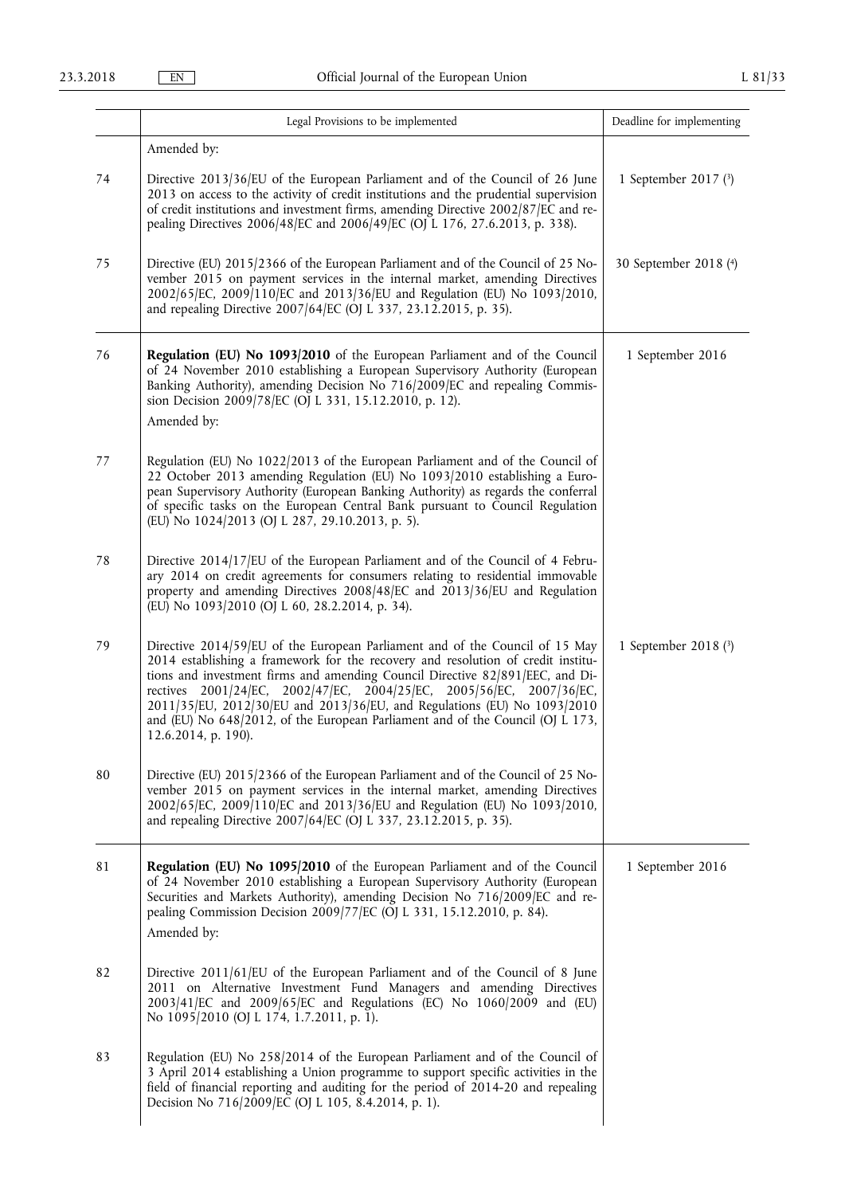| | Legal Provisions to be implemented | Deadline for implementing |
|---|---|---|
| | Amended by: | |
| 74 | Directive 2013/36/EU of the European Parliament and of the Council of 26 June 2013 on access to the activity of credit institutions and the prudential supervision of credit institutions and investment firms, amending Directive 2002/87/EC and repealing Directives 2006/48/EC and 2006/49/EC (OJ L 176, 27.6.2013, p. 338). | 1 September 2017 [3] |
| 75 | Directive (EU) 2015/2366 of the European Parliament and of the Council of 25 November 2015 on payment services in the internal market, amending Directives 2002/65/EC, 2009/110/EC and 2013/36/EU and Regulation (EU) No 1093/2010, and repealing Directive 2007/64/EC (OJ L 337, 23.12.2015, p. 35). | 30 September 2018 [4] |
| 76 | **Regulation (EU) No 1093/2010** of the European Parliament and of the Council of 24 November 2010 establishing a European Supervisory Authority (European Banking Authority), amending Decision No 716/2009/EC and repealing Commission Decision 2009/78/EC (OJ L 331, 15.12.2010, p. 12).<br>Amended by: | 1 September 2016 |
| 77 | Regulation (EU) No 1022/2013 of the European Parliament and of the Council of 22 October 2013 amending Regulation (EU) No 1093/2010 establishing a European Supervisory Authority (European Banking Authority) as regards the conferral of specific tasks on the European Central Bank pursuant to Council Regulation (EU) No 1024/2013 (OJ L 287, 29.10.2013, p. 5). | |
| 78 | Directive 2014/17/EU of the European Parliament and of the Council of 4 February 2014 on credit agreements for consumers relating to residential immovable property and amending Directives 2008/48/EC and 2013/36/EU and Regulation (EU) No 1093/2010 (OJ L 60, 28.2.2014, p. 34). | |
| 79 | Directive 2014/59/EU of the European Parliament and of the Council of 15 May 2014 establishing a framework for the recovery and resolution of credit institutions and investment firms and amending Council Directive 82/891/EEC, and Directives 2001/24/EC, 2002/47/EC, 2004/25/EC, 2005/56/EC, 2007/36/EC, 2011/35/EU, 2012/30/EU and 2013/36/EU, and Regulations (EU) No 1093/2010 and (EU) No 648/2012, of the European Parliament and of the Council (OJ L 173, 12.6.2014, p. 190). | 1 September 2018 [3] |
| 80 | Directive (EU) 2015/2366 of the European Parliament and of the Council of 25 November 2015 on payment services in the internal market, amending Directives 2002/65/EC, 2009/110/EC and 2013/36/EU and Regulation (EU) No 1093/2010, and repealing Directive 2007/64/EC (OJ L 337, 23.12.2015, p. 35). | |
| 81 | **Regulation (EU) No 1095/2010** of the European Parliament and of the Council of 24 November 2010 establishing a European Supervisory Authority (European Securities and Markets Authority), amending Decision No 716/2009/EC and repealing Commission Decision 2009/77/EC (OJ L 331, 15.12.2010, p. 84).<br>Amended by: | 1 September 2016 |
| 82 | Directive 2011/61/EU of the European Parliament and of the Council of 8 June 2011 on Alternative Investment Fund Managers and amending Directives 2003/41/EC and 2009/65/EC and Regulations (EC) No 1060/2009 and (EU) No 1095/2010 (OJ L 174, 1.7.2011, p. 1). | |
| 83 | Regulation (EU) No 258/2014 of the European Parliament and of the Council of 3 April 2014 establishing a Union programme to support specific activities in the field of financial reporting and auditing for the period of 2014-20 and repealing Decision No 716/2009/EC (OJ L 105, 8.4.2014, p. 1). | |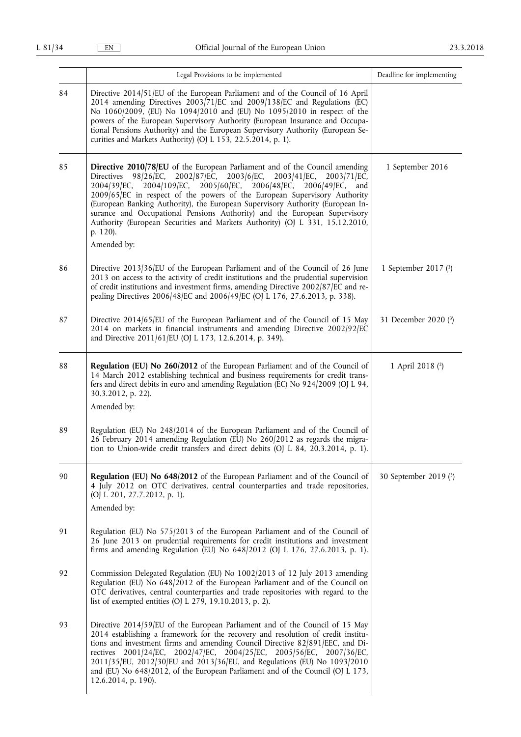| | Legal Provisions to be implemented | Deadline for implementing |
|---|---|---|
| 84 | Directive 2014/51/EU of the European Parliament and of the Council of 16 April 2014 amending Directives 2003/71/EC and 2009/138/EC and Regulations (EC) No 1060/2009, (EU) No 1094/2010 and (EU) No 1095/2010 in respect of the powers of the European Supervisory Authority (European Insurance and Occupational Pensions Authority) and the European Supervisory Authority (European Securities and Markets Authority) (OJ L 153, 22.5.2014, p. 1). | |
| 85 | **Directive 2010/78/EU** of the European Parliament and of the Council amending Directives 98/26/EC, 2002/87/EC, 2003/6/EC, 2003/41/EC, 2003/71/EC, 2004/39/EC, 2004/109/EC, 2005/60/EC, 2006/48/EC, 2006/49/EC, and 2009/65/EC in respect of the powers of the European Supervisory Authority (European Banking Authority), the European Supervisory Authority (European Insurance and Occupational Pensions Authority) and the European Supervisory Authority (European Securities and Markets Authority) (OJ L 331, 15.12.2010, p. 120). Amended by: | 1 September 2016 |
| 86 | Directive 2013/36/EU of the European Parliament and of the Council of 26 June 2013 on access to the activity of credit institutions and the prudential supervision of credit institutions and investment firms, amending Directive 2002/87/EC and repealing Directives 2006/48/EC and 2006/49/EC (OJ L 176, 27.6.2013, p. 338). | 1 September 2017 [3] |
| 87 | Directive 2014/65/EU of the European Parliament and of the Council of 15 May 2014 on markets in financial instruments and amending Directive 2002/92/EC and Directive 2011/61/EU (OJ L 173, 12.6.2014, p. 349). | 31 December 2020 [3] |
| 88 | **Regulation (EU) No 260/2012** of the European Parliament and of the Council of 14 March 2012 establishing technical and business requirements for credit transfers and direct debits in euro and amending Regulation (EC) No 924/2009 (OJ L 94, 30.3.2012, p. 22). Amended by: | 1 April 2018 [2] |
| 89 | Regulation (EU) No 248/2014 of the European Parliament and of the Council of 26 February 2014 amending Regulation (EU) No 260/2012 as regards the migration to Union-wide credit transfers and direct debits (OJ L 84, 20.3.2014, p. 1). | |
| 90 | **Regulation (EU) No 648/2012** of the European Parliament and of the Council of 4 July 2012 on OTC derivatives, central counterparties and trade repositories, (OJ L 201, 27.7.2012, p. 1). Amended by: | 30 September 2019 [3] |
| 91 | Regulation (EU) No 575/2013 of the European Parliament and of the Council of 26 June 2013 on prudential requirements for credit institutions and investment firms and amending Regulation (EU) No 648/2012 (OJ L 176, 27.6.2013, p. 1). | |
| 92 | Commission Delegated Regulation (EU) No 1002/2013 of 12 July 2013 amending Regulation (EU) No 648/2012 of the European Parliament and of the Council on OTC derivatives, central counterparties and trade repositories with regard to the list of exempted entities (OJ L 279, 19.10.2013, p. 2). | |
| 93 | Directive 2014/59/EU of the European Parliament and of the Council of 15 May 2014 establishing a framework for the recovery and resolution of credit institutions and investment firms and amending Council Directive 82/891/EEC, and Directives 2001/24/EC, 2002/47/EC, 2004/25/EC, 2005/56/EC, 2007/36/EC, 2011/35/EU, 2012/30/EU and 2013/36/EU, and Regulations (EU) No 1093/2010 and (EU) No 648/2012, of the European Parliament and of the Council (OJ L 173, 12.6.2014, p. 190). | |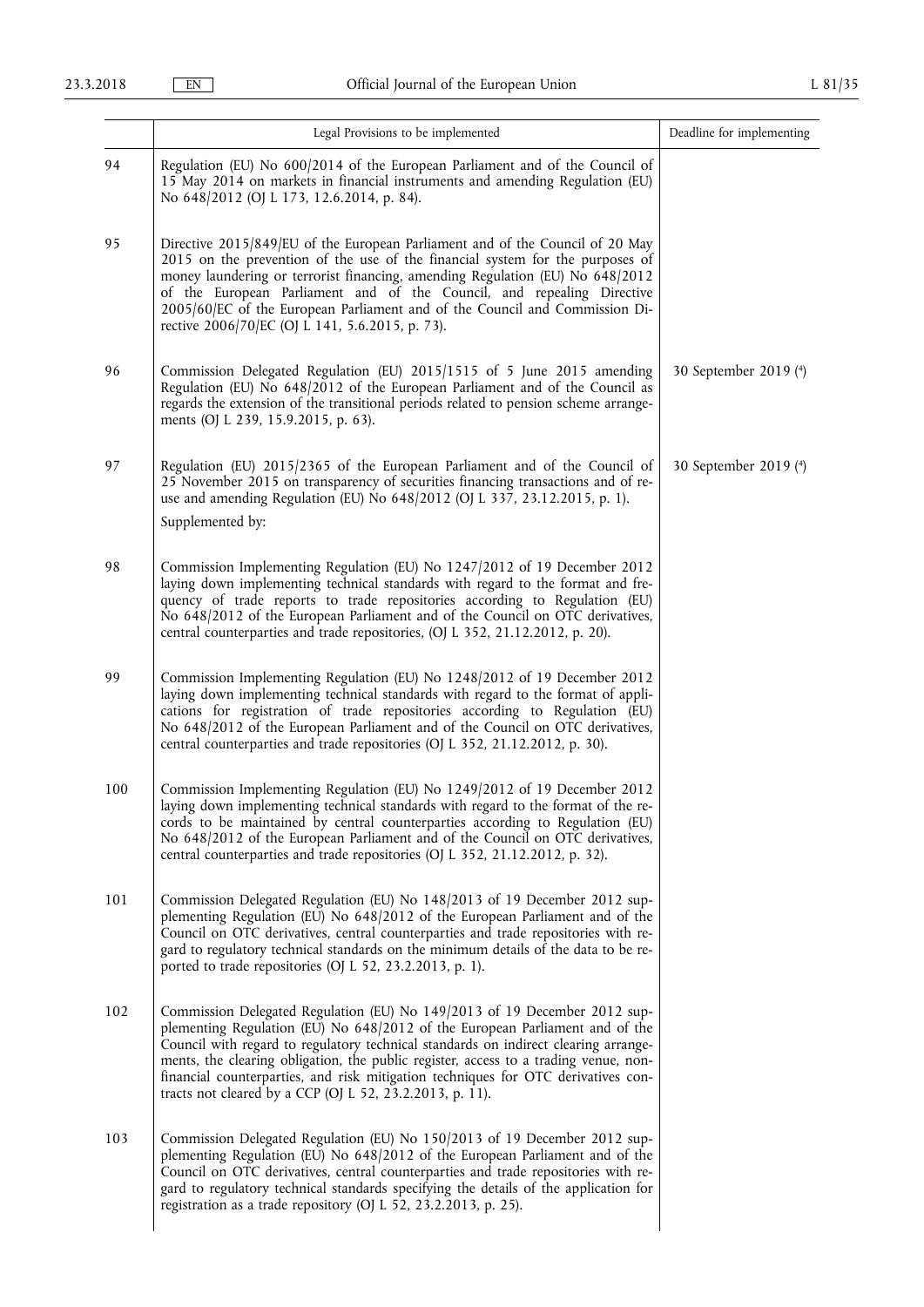| | Legal Provisions to be implemented | Deadline for implementing |
|---|---|---|
| 94 | Regulation (EU) No 600/2014 of the European Parliament and of the Council of 15 May 2014 on markets in financial instruments and amending Regulation (EU) No 648/2012 (OJ L 173, 12.6.2014, p. 84). | |
| 95 | Directive 2015/849/EU of the European Parliament and of the Council of 20 May 2015 on the prevention of the use of the financial system for the purposes of money laundering or terrorist financing, amending Regulation (EU) No 648/2012 of the European Parliament and of the Council, and repealing Directive 2005/60/EC of the European Parliament and of the Council and Commission Directive 2006/70/EC (OJ L 141, 5.6.2015, p. 73). | |
| 96 | Commission Delegated Regulation (EU) 2015/1515 of 5 June 2015 amending Regulation (EU) No 648/2012 of the European Parliament and of the Council as regards the extension of the transitional periods related to pension scheme arrangements (OJ L 239, 15.9.2015, p. 63). | 30 September 2019 ([4]) |
| 97 | Regulation (EU) 2015/2365 of the European Parliament and of the Council of 25 November 2015 on transparency of securities financing transactions and of reuse and amending Regulation (EU) No 648/2012 (OJ L 337, 23.12.2015, p. 1).<br>Supplemented by: | 30 September 2019 ([4]) |
| 98 | Commission Implementing Regulation (EU) No 1247/2012 of 19 December 2012 laying down implementing technical standards with regard to the format and frequency of trade reports to trade repositories according to Regulation (EU) No 648/2012 of the European Parliament and of the Council on OTC derivatives, central counterparties and trade repositories, (OJ L 352, 21.12.2012, p. 20). | |
| 99 | Commission Implementing Regulation (EU) No 1248/2012 of 19 December 2012 laying down implementing technical standards with regard to the format of applications for registration of trade repositories according to Regulation (EU) No 648/2012 of the European Parliament and of the Council on OTC derivatives, central counterparties and trade repositories (OJ L 352, 21.12.2012, p. 30). | |
| 100 | Commission Implementing Regulation (EU) No 1249/2012 of 19 December 2012 laying down implementing technical standards with regard to the format of the records to be maintained by central counterparties according to Regulation (EU) No 648/2012 of the European Parliament and of the Council on OTC derivatives, central counterparties and trade repositories (OJ L 352, 21.12.2012, p. 32). | |
| 101 | Commission Delegated Regulation (EU) No 148/2013 of 19 December 2012 supplementing Regulation (EU) No 648/2012 of the European Parliament and of the Council on OTC derivatives, central counterparties and trade repositories with regard to regulatory technical standards on the minimum details of the data to be reported to trade repositories (OJ L 52, 23.2.2013, p. 1). | |
| 102 | Commission Delegated Regulation (EU) No 149/2013 of 19 December 2012 supplementing Regulation (EU) No 648/2012 of the European Parliament and of the Council with regard to regulatory technical standards on indirect clearing arrangements, the clearing obligation, the public register, access to a trading venue, non-financial counterparties, and risk mitigation techniques for OTC derivatives contracts not cleared by a CCP (OJ L 52, 23.2.2013, p. 11). | |
| 103 | Commission Delegated Regulation (EU) No 150/2013 of 19 December 2012 supplementing Regulation (EU) No 648/2012 of the European Parliament and of the Council on OTC derivatives, central counterparties and trade repositories with regard to regulatory technical standards specifying the details of the application for registration as a trade repository (OJ L 52, 23.2.2013, p. 25). | |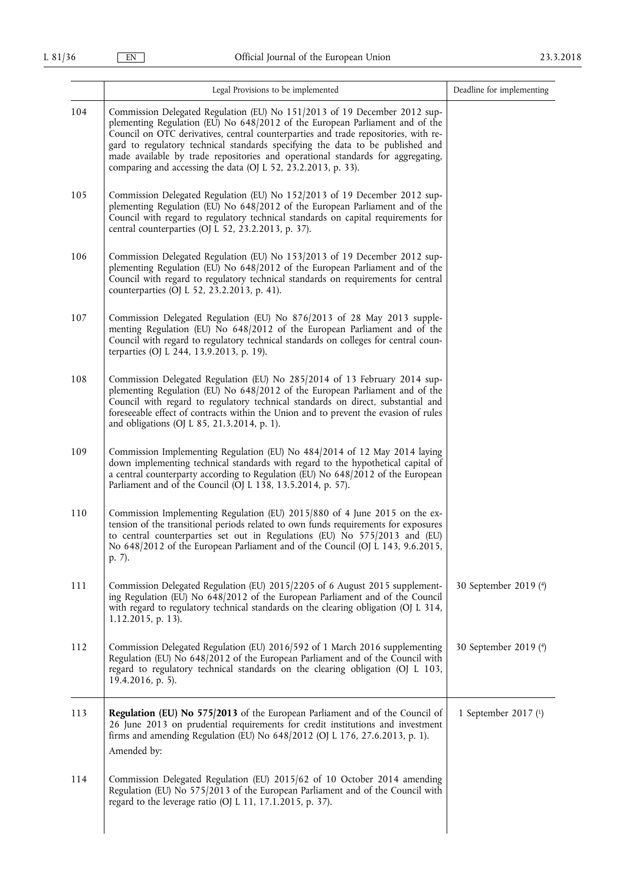| | Legal Provisions to be implemented | Deadline for implementing |
|---|---|---|
| 104 | Commission Delegated Regulation (EU) No 151/2013 of 19 December 2012 supplementing Regulation (EU) No 648/2012 of the European Parliament and of the Council on OTC derivatives, central counterparties and trade repositories, with regard to regulatory technical standards specifying the data to be published and made available by trade repositories and operational standards for aggregating, comparing and accessing the data (OJ L 52, 23.2.2013, p. 33). | |
| 105 | Commission Delegated Regulation (EU) No 152/2013 of 19 December 2012 supplementing Regulation (EU) No 648/2012 of the European Parliament and of the Council with regard to regulatory technical standards on capital requirements for central counterparties (OJ L 52, 23.2.2013, p. 37). | |
| 106 | Commission Delegated Regulation (EU) No 153/2013 of 19 December 2012 supplementing Regulation (EU) No 648/2012 of the European Parliament and of the Council with regard to regulatory technical standards on requirements for central counterparties (OJ L 52, 23.2.2013, p. 41). | |
| 107 | Commission Delegated Regulation (EU) No 876/2013 of 28 May 2013 supplementing Regulation (EU) No 648/2012 of the European Parliament and of the Council with regard to regulatory technical standards on colleges for central counterparties (OJ L 244, 13.9.2013, p. 19). | |
| 108 | Commission Delegated Regulation (EU) No 285/2014 of 13 February 2014 supplementing Regulation (EU) No 648/2012 of the European Parliament and of the Council with regard to regulatory technical standards on direct, substantial and foreseeable effect of contracts within the Union and to prevent the evasion of rules and obligations (OJ L 85, 21.3.2014, p. 1). | |
| 109 | Commission Implementing Regulation (EU) No 484/2014 of 12 May 2014 laying down implementing technical standards with regard to the hypothetical capital of a central counterparty according to Regulation (EU) No 648/2012 of the European Parliament and of the Council (OJ L 138, 13.5.2014, p. 57). | |
| 110 | Commission Implementing Regulation (EU) 2015/880 of 4 June 2015 on the extension of the transitional periods related to own funds requirements for exposures to central counterparties set out in Regulations (EU) No 575/2013 and (EU) No 648/2012 of the European Parliament and of the Council (OJ L 143, 9.6.2015, p. 7). | |
| 111 | Commission Delegated Regulation (EU) 2015/2205 of 6 August 2015 supplementing Regulation (EU) No 648/2012 of the European Parliament and of the Council with regard to regulatory technical standards on the clearing obligation (OJ L 314, 1.12.2015, p. 13). | 30 September 2019 [4] |
| 112 | Commission Delegated Regulation (EU) 2016/592 of 1 March 2016 supplementing Regulation (EU) No 648/2012 of the European Parliament and of the Council with regard to regulatory technical standards on the clearing obligation (OJ L 103, 19.4.2016, p. 5). | 30 September 2019 [4] |
| 113 | **Regulation (EU) No 575/2013** of the European Parliament and of the Council of 26 June 2013 on prudential requirements for credit institutions and investment firms and amending Regulation (EU) No 648/2012 (OJ L 176, 27.6.2013, p. 1).<br>Amended by: | 1 September 2017 [1] |
| 114 | Commission Delegated Regulation (EU) 2015/62 of 10 October 2014 amending Regulation (EU) No 575/2013 of the European Parliament and of the Council with regard to the leverage ratio (OJ L 11, 17.1.2015, p. 37). | |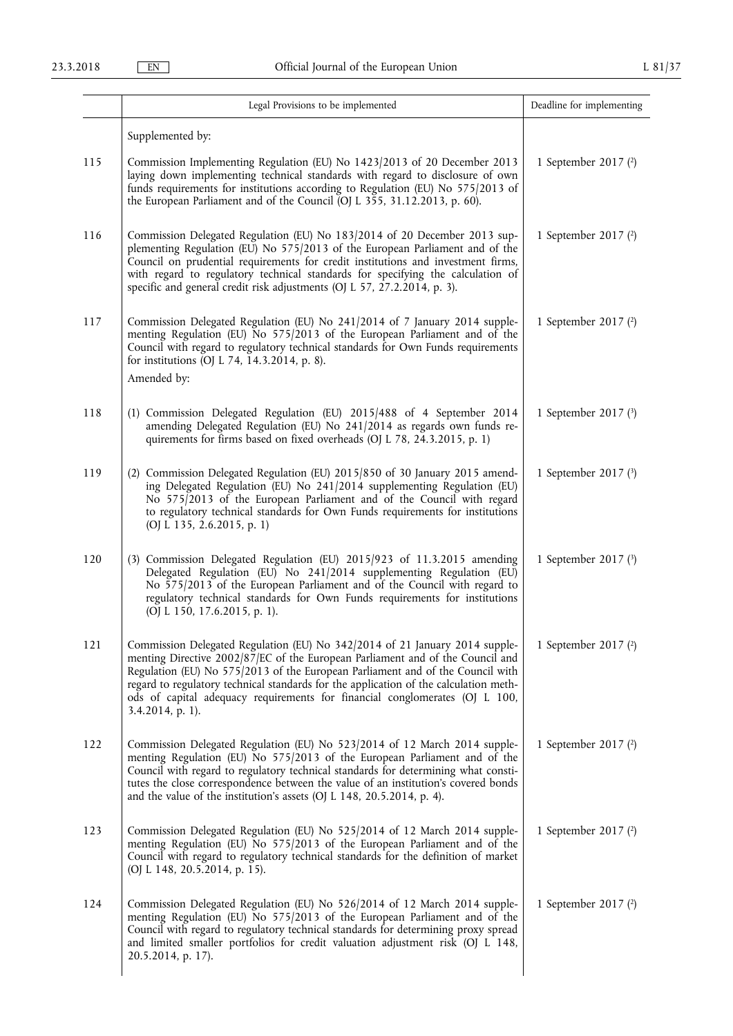| | Legal Provisions to be implemented | Deadline for implementing |
|---|---|---|
| | Supplemented by: | |
| 115 | Commission Implementing Regulation (EU) No 1423/2013 of 20 December 2013 laying down implementing technical standards with regard to disclosure of own funds requirements for institutions according to Regulation (EU) No 575/2013 of the European Parliament and of the Council (OJ L 355, 31.12.2013, p. 60). | 1 September 2017 (2) |
| 116 | Commission Delegated Regulation (EU) No 183/2014 of 20 December 2013 supplementing Regulation (EU) No 575/2013 of the European Parliament and of the Council on prudential requirements for credit institutions and investment firms, with regard to regulatory technical standards for specifying the calculation of specific and general credit risk adjustments (OJ L 57, 27.2.2014, p. 3). | 1 September 2017 (2) |
| 117 | Commission Delegated Regulation (EU) No 241/2014 of 7 January 2014 supplementing Regulation (EU) No 575/2013 of the European Parliament and of the Council with regard to regulatory technical standards for Own Funds requirements for institutions (OJ L 74, 14.3.2014, p. 8).<br>Amended by: | 1 September 2017 (2) |
| 118 | (1) Commission Delegated Regulation (EU) 2015/488 of 4 September 2014 amending Delegated Regulation (EU) No 241/2014 as regards own funds requirements for firms based on fixed overheads (OJ L 78, 24.3.2015, p. 1) | 1 September 2017 (3) |
| 119 | (2) Commission Delegated Regulation (EU) 2015/850 of 30 January 2015 amending Delegated Regulation (EU) No 241/2014 supplementing Regulation (EU) No 575/2013 of the European Parliament and of the Council with regard to regulatory technical standards for Own Funds requirements for institutions (OJ L 135, 2.6.2015, p. 1) | 1 September 2017 (3) |
| 120 | (3) Commission Delegated Regulation (EU) 2015/923 of 11.3.2015 amending Delegated Regulation (EU) No 241/2014 supplementing Regulation (EU) No 575/2013 of the European Parliament and of the Council with regard to regulatory technical standards for Own Funds requirements for institutions (OJ L 150, 17.6.2015, p. 1). | 1 September 2017 (3) |
| 121 | Commission Delegated Regulation (EU) No 342/2014 of 21 January 2014 supplementing Directive 2002/87/EC of the European Parliament and of the Council and Regulation (EU) No 575/2013 of the European Parliament and of the Council with regard to regulatory technical standards for the application of the calculation methods of capital adequacy requirements for financial conglomerates (OJ L 100, 3.4.2014, p. 1). | 1 September 2017 (2) |
| 122 | Commission Delegated Regulation (EU) No 523/2014 of 12 March 2014 supplementing Regulation (EU) No 575/2013 of the European Parliament and of the Council with regard to regulatory technical standards for determining what constitutes the close correspondence between the value of an institution's covered bonds and the value of the institution's assets (OJ L 148, 20.5.2014, p. 4). | 1 September 2017 (2) |
| 123 | Commission Delegated Regulation (EU) No 525/2014 of 12 March 2014 supplementing Regulation (EU) No 575/2013 of the European Parliament and of the Council with regard to regulatory technical standards for the definition of market (OJ L 148, 20.5.2014, p. 15). | 1 September 2017 (2) |
| 124 | Commission Delegated Regulation (EU) No 526/2014 of 12 March 2014 supplementing Regulation (EU) No 575/2013 of the European Parliament and of the Council with regard to regulatory technical standards for determining proxy spread and limited smaller portfolios for credit valuation adjustment risk (OJ L 148, 20.5.2014, p. 17). | 1 September 2017 (2) |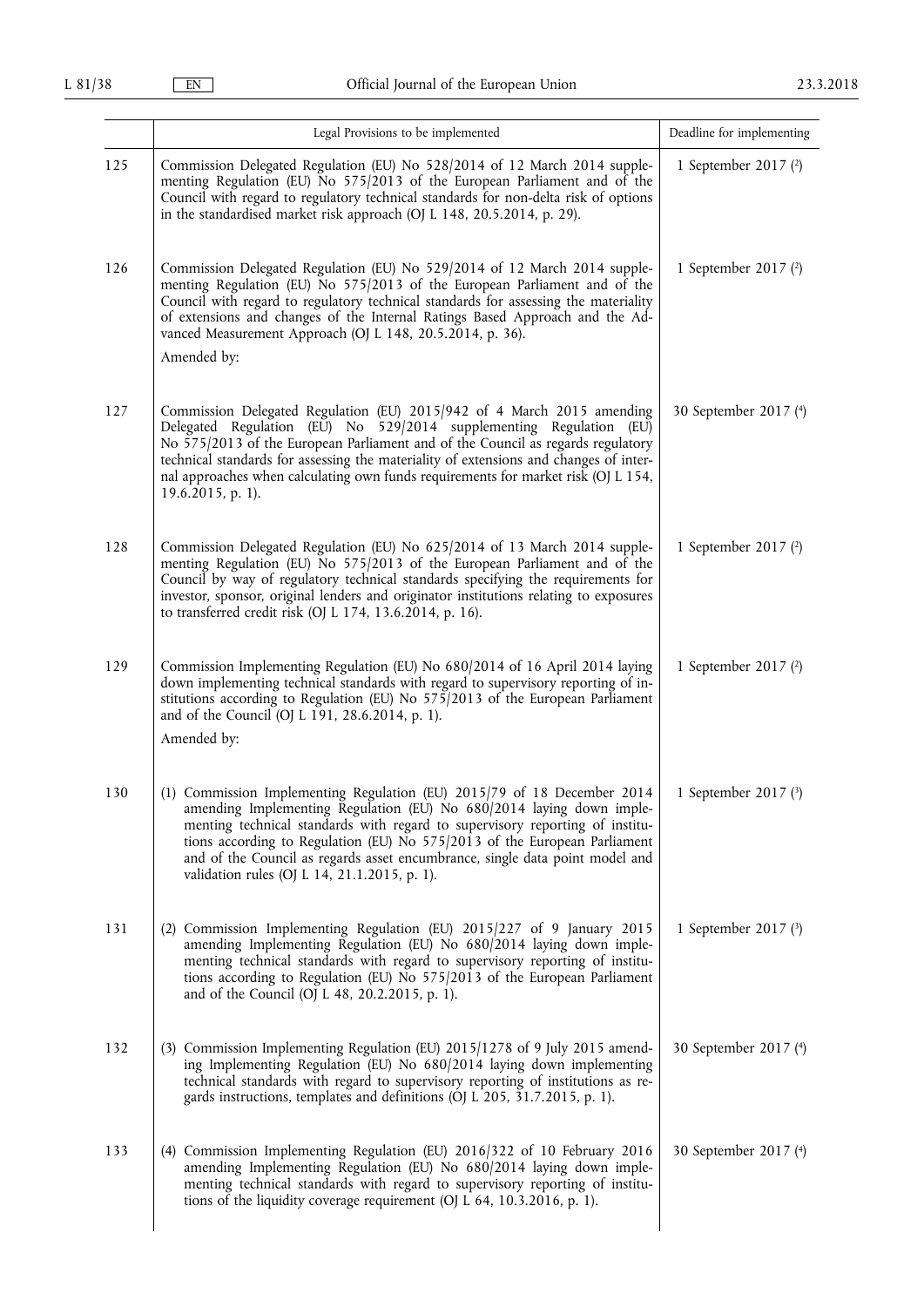| | Legal Provisions to be implemented | Deadline for implementing |
|---|---|---|
| 125 | Commission Delegated Regulation (EU) No 528/2014 of 12 March 2014 supplementing Regulation (EU) No 575/2013 of the European Parliament and of the Council with regard to regulatory technical standards for non-delta risk of options in the standardised market risk approach (OJ L 148, 20.5.2014, p. 29). | 1 September 2017 [2] |
| 126 | Commission Delegated Regulation (EU) No 529/2014 of 12 March 2014 supplementing Regulation (EU) No 575/2013 of the European Parliament and of the Council with regard to regulatory technical standards for assessing the materiality of extensions and changes of the Internal Ratings Based Approach and the Advanced Measurement Approach (OJ L 148, 20.5.2014, p. 36). Amended by: | 1 September 2017 [2] |
| 127 | Commission Delegated Regulation (EU) 2015/942 of 4 March 2015 amending Delegated Regulation (EU) No 529/2014 supplementing Regulation (EU) No 575/2013 of the European Parliament and of the Council as regards regulatory technical standards for assessing the materiality of extensions and changes of internal approaches when calculating own funds requirements for market risk (OJ L 154, 19.6.2015, p. 1). | 30 September 2017 [4] |
| 128 | Commission Delegated Regulation (EU) No 625/2014 of 13 March 2014 supplementing Regulation (EU) No 575/2013 of the European Parliament and of the Council by way of regulatory technical standards specifying the requirements for investor, sponsor, original lenders and originator institutions relating to exposures to transferred credit risk (OJ L 174, 13.6.2014, p. 16). | 1 September 2017 [2] |
| 129 | Commission Implementing Regulation (EU) No 680/2014 of 16 April 2014 laying down implementing technical standards with regard to supervisory reporting of institutions according to Regulation (EU) No 575/2013 of the European Parliament and of the Council (OJ L 191, 28.6.2014, p. 1). Amended by: | 1 September 2017 [2] |
| 130 | (1) Commission Implementing Regulation (EU) 2015/79 of 18 December 2014 amending Implementing Regulation (EU) No 680/2014 laying down implementing technical standards with regard to supervisory reporting of institutions according to Regulation (EU) No 575/2013 of the European Parliament and of the Council as regards asset encumbrance, single data point model and validation rules (OJ L 14, 21.1.2015, p. 1). | 1 September 2017 [3] |
| 131 | (2) Commission Implementing Regulation (EU) 2015/227 of 9 January 2015 amending Implementing Regulation (EU) No 680/2014 laying down implementing technical standards with regard to supervisory reporting of institutions according to Regulation (EU) No 575/2013 of the European Parliament and of the Council (OJ L 48, 20.2.2015, p. 1). | 1 September 2017 [3] |
| 132 | (3) Commission Implementing Regulation (EU) 2015/1278 of 9 July 2015 amending Implementing Regulation (EU) No 680/2014 laying down implementing technical standards with regard to supervisory reporting of institutions as regards instructions, templates and definitions (OJ L 205, 31.7.2015, p. 1). | 30 September 2017 [4] |
| 133 | (4) Commission Implementing Regulation (EU) 2016/322 of 10 February 2016 amending Implementing Regulation (EU) No 680/2014 laying down implementing technical standards with regard to supervisory reporting of institutions of the liquidity coverage requirement (OJ L 64, 10.3.2016, p. 1). | 30 September 2017 [4] |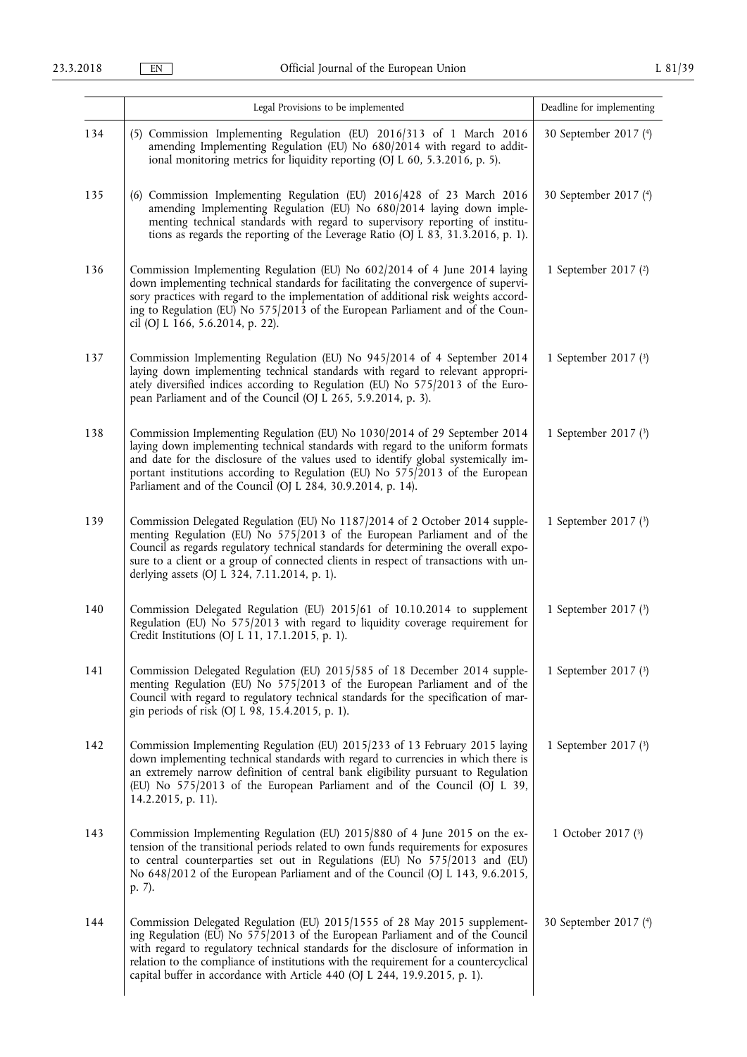| | Legal Provisions to be implemented | Deadline for implementing |
|---|---|---|
| 134 | (5) Commission Implementing Regulation (EU) 2016/313 of 1 March 2016 amending Implementing Regulation (EU) No 680/2014 with regard to additional monitoring metrics for liquidity reporting (OJ L 60, 5.3.2016, p. 5). | 30 September 2017 (4) |
| 135 | (6) Commission Implementing Regulation (EU) 2016/428 of 23 March 2016 amending Implementing Regulation (EU) No 680/2014 laying down implementing technical standards with regard to supervisory reporting of institutions as regards the reporting of the Leverage Ratio (OJ L 83, 31.3.2016, p. 1). | 30 September 2017 (4) |
| 136 | Commission Implementing Regulation (EU) No 602/2014 of 4 June 2014 laying down implementing technical standards for facilitating the convergence of supervisory practices with regard to the implementation of additional risk weights according to Regulation (EU) No 575/2013 of the European Parliament and of the Council (OJ L 166, 5.6.2014, p. 22). | 1 September 2017 (2) |
| 137 | Commission Implementing Regulation (EU) No 945/2014 of 4 September 2014 laying down implementing technical standards with regard to relevant appropriately diversified indices according to Regulation (EU) No 575/2013 of the European Parliament and of the Council (OJ L 265, 5.9.2014, p. 3). | 1 September 2017 (3) |
| 138 | Commission Implementing Regulation (EU) No 1030/2014 of 29 September 2014 laying down implementing technical standards with regard to the uniform formats and date for the disclosure of the values used to identify global systemically important institutions according to Regulation (EU) No 575/2013 of the European Parliament and of the Council (OJ L 284, 30.9.2014, p. 14). | 1 September 2017 (3) |
| 139 | Commission Delegated Regulation (EU) No 1187/2014 of 2 October 2014 supplementing Regulation (EU) No 575/2013 of the European Parliament and of the Council as regards regulatory technical standards for determining the overall exposure to a client or a group of connected clients in respect of transactions with underlying assets (OJ L 324, 7.11.2014, p. 1). | 1 September 2017 (3) |
| 140 | Commission Delegated Regulation (EU) 2015/61 of 10.10.2014 to supplement Regulation (EU) No 575/2013 with regard to liquidity coverage requirement for Credit Institutions (OJ L 11, 17.1.2015, p. 1). | 1 September 2017 (3) |
| 141 | Commission Delegated Regulation (EU) 2015/585 of 18 December 2014 supplementing Regulation (EU) No 575/2013 of the European Parliament and of the Council with regard to regulatory technical standards for the specification of margin periods of risk (OJ L 98, 15.4.2015, p. 1). | 1 September 2017 (3) |
| 142 | Commission Implementing Regulation (EU) 2015/233 of 13 February 2015 laying down implementing technical standards with regard to currencies in which there is an extremely narrow definition of central bank eligibility pursuant to Regulation (EU) No 575/2013 of the European Parliament and of the Council (OJ L 39, 14.2.2015, p. 11). | 1 September 2017 (3) |
| 143 | Commission Implementing Regulation (EU) 2015/880 of 4 June 2015 on the extension of the transitional periods related to own funds requirements for exposures to central counterparties set out in Regulations (EU) No 575/2013 and (EU) No 648/2012 of the European Parliament and of the Council (OJ L 143, 9.6.2015, p. 7). | 1 October 2017 (3) |
| 144 | Commission Delegated Regulation (EU) 2015/1555 of 28 May 2015 supplementing Regulation (EU) No 575/2013 of the European Parliament and of the Council with regard to regulatory technical standards for the disclosure of information in relation to the compliance of institutions with the requirement for a countercyclical capital buffer in accordance with Article 440 (OJ L 244, 19.9.2015, p. 1). | 30 September 2017 (4) |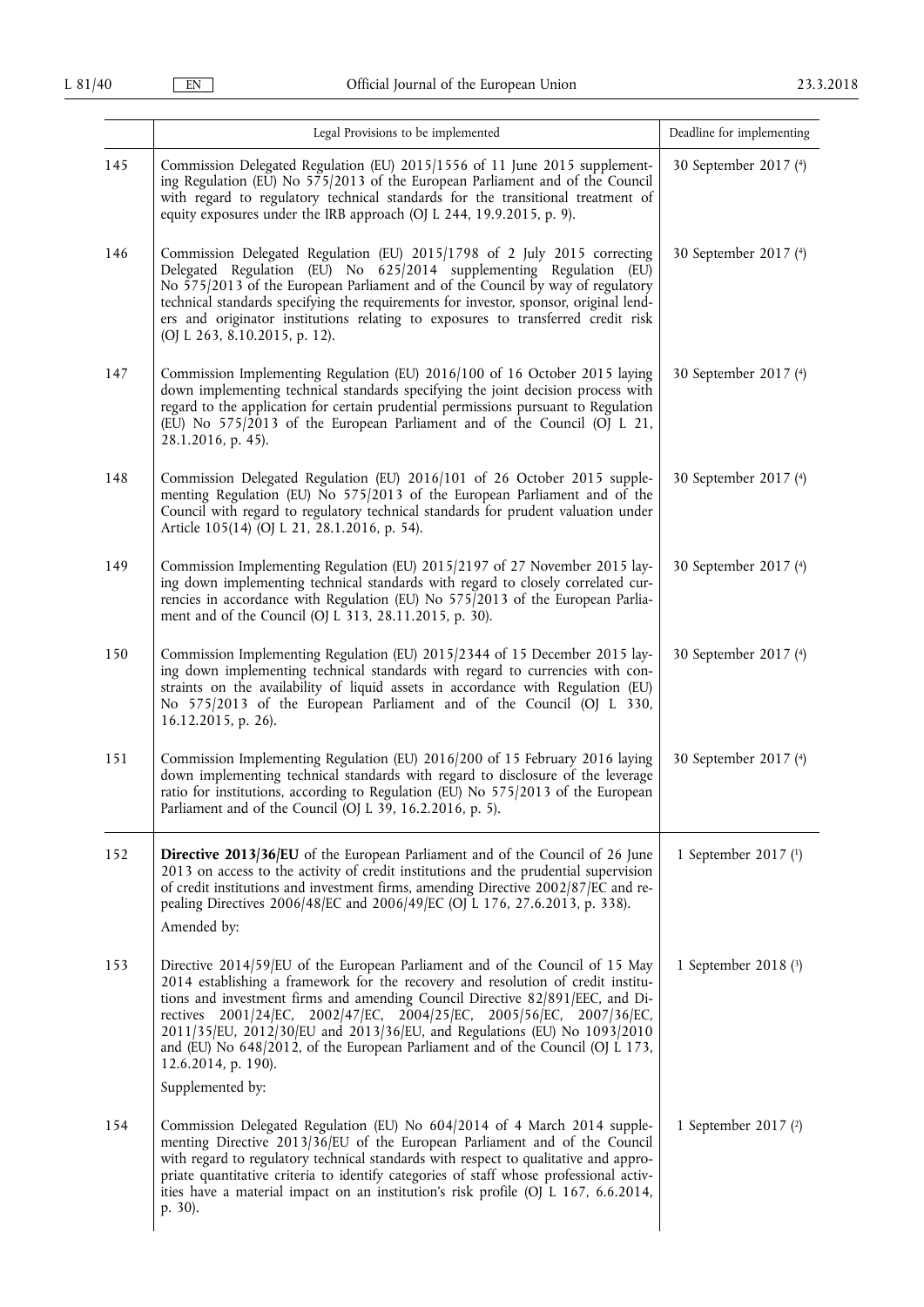| | Legal Provisions to be implemented | Deadline for implementing |
|---|---|---|
| 145 | Commission Delegated Regulation (EU) 2015/1556 of 11 June 2015 supplementing Regulation (EU) No 575/2013 of the European Parliament and of the Council with regard to regulatory technical standards for the transitional treatment of equity exposures under the IRB approach (OJ L 244, 19.9.2015, p. 9). | 30 September 2017 [4] |
| 146 | Commission Delegated Regulation (EU) 2015/1798 of 2 July 2015 correcting Delegated Regulation (EU) No 625/2014 supplementing Regulation (EU) No 575/2013 of the European Parliament and of the Council by way of regulatory technical standards specifying the requirements for investor, sponsor, original lenders and originator institutions relating to exposures to transferred credit risk (OJ L 263, 8.10.2015, p. 12). | 30 September 2017 [4] |
| 147 | Commission Implementing Regulation (EU) 2016/100 of 16 October 2015 laying down implementing technical standards specifying the joint decision process with regard to the application for certain prudential permissions pursuant to Regulation (EU) No 575/2013 of the European Parliament and of the Council (OJ L 21, 28.1.2016, p. 45). | 30 September 2017 [4] |
| 148 | Commission Delegated Regulation (EU) 2016/101 of 26 October 2015 supplementing Regulation (EU) No 575/2013 of the European Parliament and of the Council with regard to regulatory technical standards for prudent valuation under Article 105(14) (OJ L 21, 28.1.2016, p. 54). | 30 September 2017 [4] |
| 149 | Commission Implementing Regulation (EU) 2015/2197 of 27 November 2015 laying down implementing technical standards with regard to closely correlated currencies in accordance with Regulation (EU) No 575/2013 of the European Parliament and of the Council (OJ L 313, 28.11.2015, p. 30). | 30 September 2017 [4] |
| 150 | Commission Implementing Regulation (EU) 2015/2344 of 15 December 2015 laying down implementing technical standards with regard to currencies with constraints on the availability of liquid assets in accordance with Regulation (EU) No 575/2013 of the European Parliament and of the Council (OJ L 330, 16.12.2015, p. 26). | 30 September 2017 [4] |
| 151 | Commission Implementing Regulation (EU) 2016/200 of 15 February 2016 laying down implementing technical standards with regard to disclosure of the leverage ratio for institutions, according to Regulation (EU) No 575/2013 of the European Parliament and of the Council (OJ L 39, 16.2.2016, p. 5). | 30 September 2017 [4] |
| 152 | **Directive 2013/36/EU** of the European Parliament and of the Council of 26 June 2013 on access to the activity of credit institutions and the prudential supervision of credit institutions and investment firms, amending Directive 2002/87/EC and repealing Directives 2006/48/EC and 2006/49/EC (OJ L 176, 27.6.2013, p. 338).<br>Amended by: | 1 September 2017 [1] |
| 153 | Directive 2014/59/EU of the European Parliament and of the Council of 15 May 2014 establishing a framework for the recovery and resolution of credit institutions and investment firms and amending Council Directive 82/891/EEC, and Directives 2001/24/EC, 2002/47/EC, 2004/25/EC, 2005/56/EC, 2007/36/EC, 2011/35/EU, 2012/30/EU and 2013/36/EU, and Regulations (EU) No 1093/2010 and (EU) No 648/2012, of the European Parliament and of the Council (OJ L 173, 12.6.2014, p. 190).<br>Supplemented by: | 1 September 2018 [3] |
| 154 | Commission Delegated Regulation (EU) No 604/2014 of 4 March 2014 supplementing Directive 2013/36/EU of the European Parliament and of the Council with regard to regulatory technical standards with respect to qualitative and appropriate quantitative criteria to identify categories of staff whose professional activities have a material impact on an institution's risk profile (OJ L 167, 6.6.2014, p. 30). | 1 September 2017 [2] |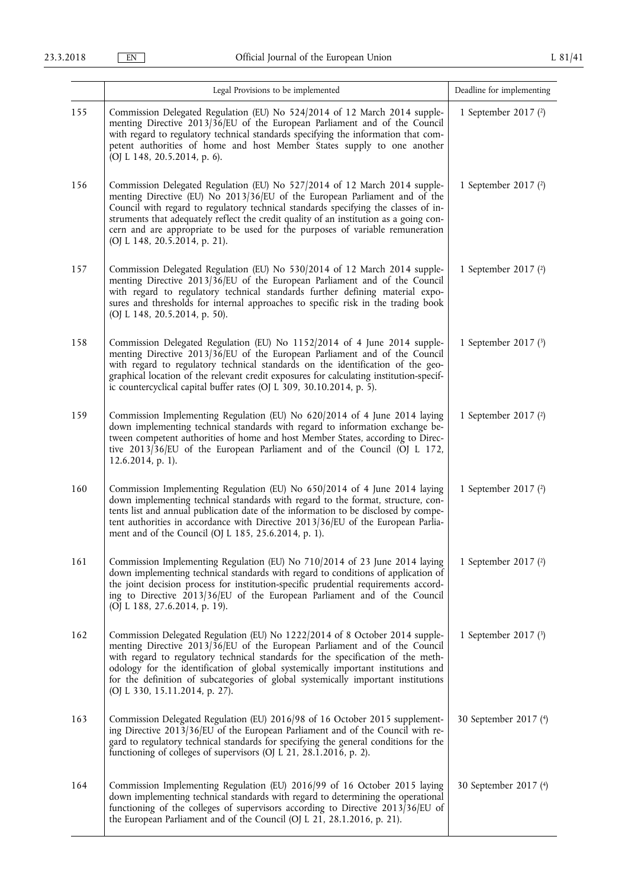| | Legal Provisions to be implemented | Deadline for implementing |
|---|---|---|
| 155 | Commission Delegated Regulation (EU) No 524/2014 of 12 March 2014 supplementing Directive 2013/36/EU of the European Parliament and of the Council with regard to regulatory technical standards specifying the information that competent authorities of home and host Member States supply to one another (OJ L 148, 20.5.2014, p. 6). | 1 September 2017 [2] |
| 156 | Commission Delegated Regulation (EU) No 527/2014 of 12 March 2014 supplementing Directive (EU) No 2013/36/EU of the European Parliament and of the Council with regard to regulatory technical standards specifying the classes of instruments that adequately reflect the credit quality of an institution as a going concern and are appropriate to be used for the purposes of variable remuneration (OJ L 148, 20.5.2014, p. 21). | 1 September 2017 [2] |
| 157 | Commission Delegated Regulation (EU) No 530/2014 of 12 March 2014 supplementing Directive 2013/36/EU of the European Parliament and of the Council with regard to regulatory technical standards further defining material exposures and thresholds for internal approaches to specific risk in the trading book (OJ L 148, 20.5.2014, p. 50). | 1 September 2017 [2] |
| 158 | Commission Delegated Regulation (EU) No 1152/2014 of 4 June 2014 supplementing Directive 2013/36/EU of the European Parliament and of the Council with regard to regulatory technical standards on the identification of the geographical location of the relevant credit exposures for calculating institution-specific countercyclical capital buffer rates (OJ L 309, 30.10.2014, p. 5). | 1 September 2017 [3] |
| 159 | Commission Implementing Regulation (EU) No 620/2014 of 4 June 2014 laying down implementing technical standards with regard to information exchange between competent authorities of home and host Member States, according to Directive 2013/36/EU of the European Parliament and of the Council (OJ L 172, 12.6.2014, p. 1). | 1 September 2017 [2] |
| 160 | Commission Implementing Regulation (EU) No 650/2014 of 4 June 2014 laying down implementing technical standards with regard to the format, structure, contents list and annual publication date of the information to be disclosed by competent authorities in accordance with Directive 2013/36/EU of the European Parliament and of the Council (OJ L 185, 25.6.2014, p. 1). | 1 September 2017 [2] |
| 161 | Commission Implementing Regulation (EU) No 710/2014 of 23 June 2014 laying down implementing technical standards with regard to conditions of application of the joint decision process for institution-specific prudential requirements according to Directive 2013/36/EU of the European Parliament and of the Council (OJ L 188, 27.6.2014, p. 19). | 1 September 2017 [2] |
| 162 | Commission Delegated Regulation (EU) No 1222/2014 of 8 October 2014 supplementing Directive 2013/36/EU of the European Parliament and of the Council with regard to regulatory technical standards for the specification of the methodology for the identification of global systemically important institutions and for the definition of subcategories of global systemically important institutions (OJ L 330, 15.11.2014, p. 27). | 1 September 2017 [3] |
| 163 | Commission Delegated Regulation (EU) 2016/98 of 16 October 2015 supplementing Directive 2013/36/EU of the European Parliament and of the Council with regard to regulatory technical standards for specifying the general conditions for the functioning of colleges of supervisors (OJ L 21, 28.1.2016, p. 2). | 30 September 2017 [4] |
| 164 | Commission Implementing Regulation (EU) 2016/99 of 16 October 2015 laying down implementing technical standards with regard to determining the operational functioning of the colleges of supervisors according to Directive 2013/36/EU of the European Parliament and of the Council (OJ L 21, 28.1.2016, p. 21). | 30 September 2017 [4] |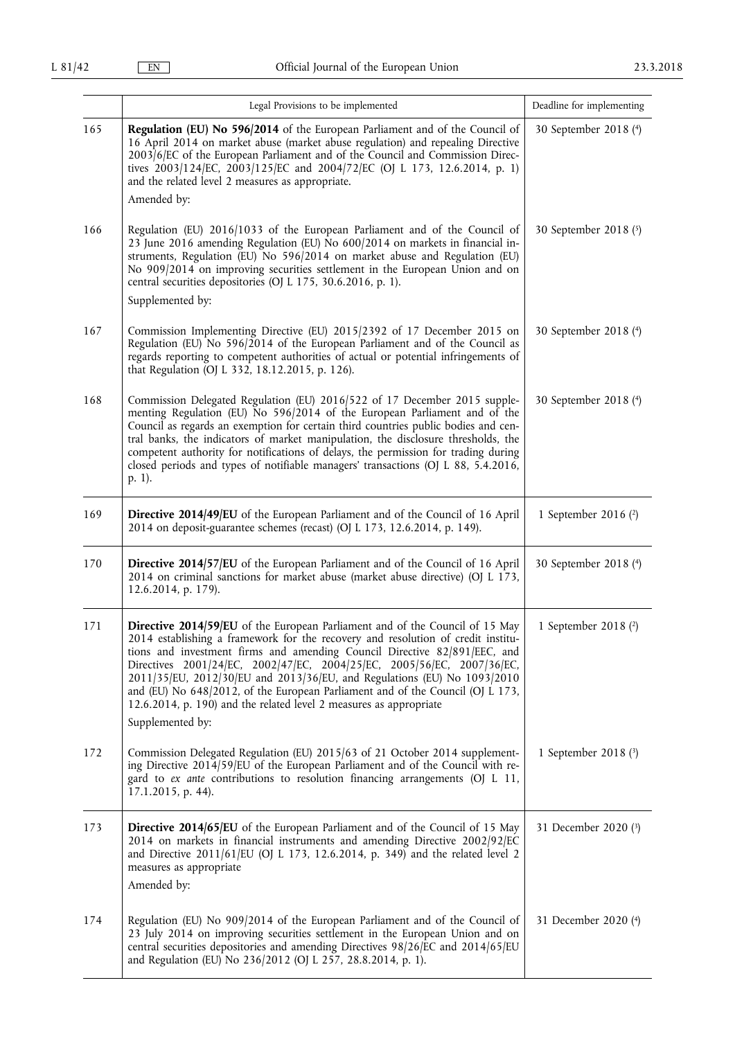| | Legal Provisions to be implemented | Deadline for implementing |
|---|---|---|
| 165 | **Regulation (EU) No 596/2014** of the European Parliament and of the Council of 16 April 2014 on market abuse (market abuse regulation) and repealing Directive 2003/6/EC of the European Parliament and of the Council and Commission Directives 2003/124/EC, 2003/125/EC and 2004/72/EC (OJ L 173, 12.6.2014, p. 1) and the related level 2 measures as appropriate.<br>Amended by: | 30 September 2018 (4) |
| 166 | Regulation (EU) 2016/1033 of the European Parliament and of the Council of 23 June 2016 amending Regulation (EU) No 600/2014 on markets in financial instruments, Regulation (EU) No 596/2014 on market abuse and Regulation (EU) No 909/2014 on improving securities settlement in the European Union and on central securities depositories (OJ L 175, 30.6.2016, p. 1).<br>Supplemented by: | 30 September 2018 (5) |
| 167 | Commission Implementing Directive (EU) 2015/2392 of 17 December 2015 on Regulation (EU) No 596/2014 of the European Parliament and of the Council as regards reporting to competent authorities of actual or potential infringements of that Regulation (OJ L 332, 18.12.2015, p. 126). | 30 September 2018 (4) |
| 168 | Commission Delegated Regulation (EU) 2016/522 of 17 December 2015 supplementing Regulation (EU) No 596/2014 of the European Parliament and of the Council as regards an exemption for certain third countries public bodies and central banks, the indicators of market manipulation, the disclosure thresholds, the competent authority for notifications of delays, the permission for trading during closed periods and types of notifiable managers' transactions (OJ L 88, 5.4.2016, p. 1). | 30 September 2018 (4) |
| 169 | **Directive 2014/49/EU** of the European Parliament and of the Council of 16 April 2014 on deposit-guarantee schemes (recast) (OJ L 173, 12.6.2014, p. 149). | 1 September 2016 (2) |
| 170 | **Directive 2014/57/EU** of the European Parliament and of the Council of 16 April 2014 on criminal sanctions for market abuse (market abuse directive) (OJ L 173, 12.6.2014, p. 179). | 30 September 2018 (4) |
| 171 | **Directive 2014/59/EU** of the European Parliament and of the Council of 15 May 2014 establishing a framework for the recovery and resolution of credit institutions and investment firms and amending Council Directive 82/891/EEC, and Directives 2001/24/EC, 2002/47/EC, 2004/25/EC, 2005/56/EC, 2007/36/EC, 2011/35/EU, 2012/30/EU and 2013/36/EU, and Regulations (EU) No 1093/2010 and (EU) No 648/2012, of the European Parliament and of the Council (OJ L 173, 12.6.2014, p. 190) and the related level 2 measures as appropriate<br>Supplemented by: | 1 September 2018 (2) |
| 172 | Commission Delegated Regulation (EU) 2015/63 of 21 October 2014 supplementing Directive 2014/59/EU of the European Parliament and of the Council with regard to *ex ante* contributions to resolution financing arrangements (OJ L 11, 17.1.2015, p. 44). | 1 September 2018 (3) |
| 173 | **Directive 2014/65/EU** of the European Parliament and of the Council of 15 May 2014 on markets in financial instruments and amending Directive 2002/92/EC and Directive 2011/61/EU (OJ L 173, 12.6.2014, p. 349) and the related level 2 measures as appropriate<br>Amended by: | 31 December 2020 (3) |
| 174 | Regulation (EU) No 909/2014 of the European Parliament and of the Council of 23 July 2014 on improving securities settlement in the European Union and on central securities depositories and amending Directives 98/26/EC and 2014/65/EU and Regulation (EU) No 236/2012 (OJ L 257, 28.8.2014, p. 1). | 31 December 2020 (4) |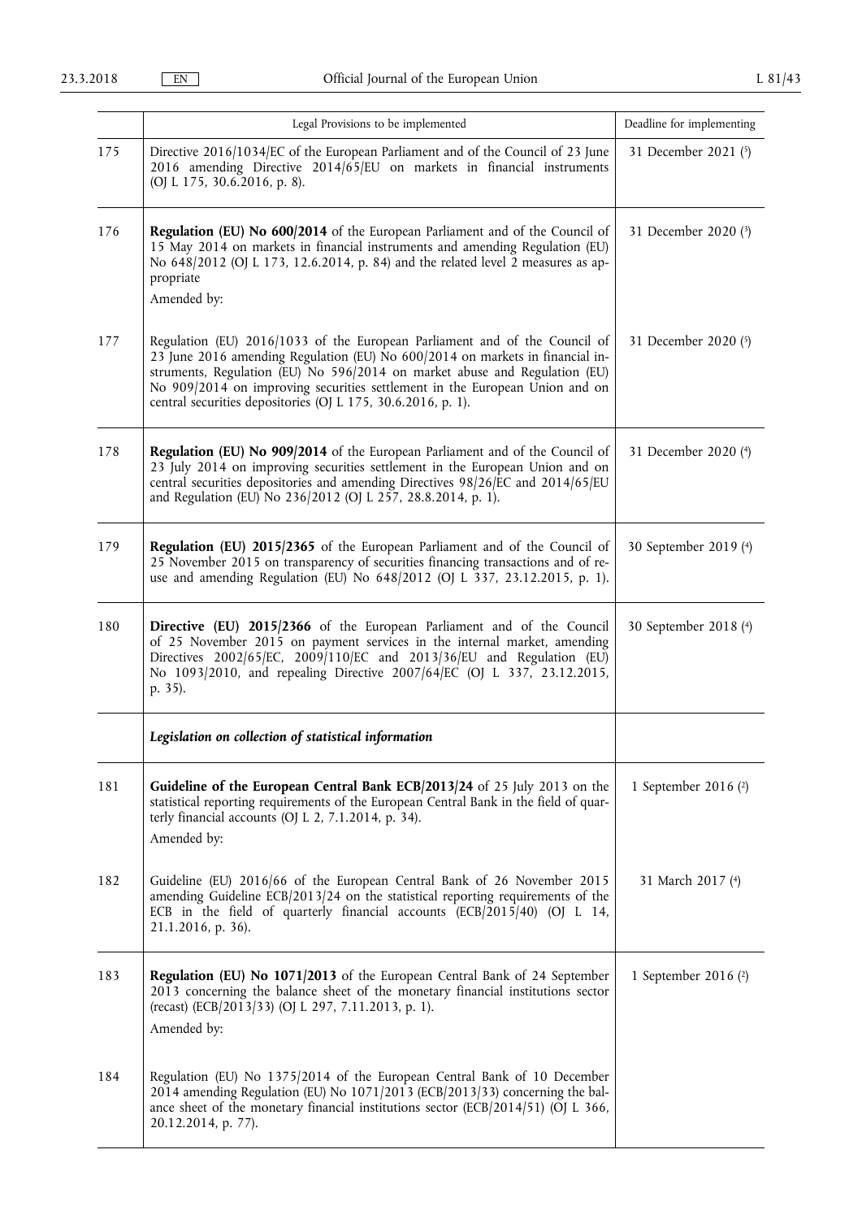| | Legal Provisions to be implemented | Deadline for implementing |
|---|---|---|
| 175 | Directive 2016/1034/EC of the European Parliament and of the Council of 23 June 2016 amending Directive 2014/65/EU on markets in financial instruments (OJ L 175, 30.6.2016, p. 8). | 31 December 2021 (5) |
| 176 | **Regulation (EU) No 600/2014** of the European Parliament and of the Council of 15 May 2014 on markets in financial instruments and amending Regulation (EU) No 648/2012 (OJ L 173, 12.6.2014, p. 84) and the related level 2 measures as appropriate<br>Amended by: | 31 December 2020 (3) |
| 177 | Regulation (EU) 2016/1033 of the European Parliament and of the Council of 23 June 2016 amending Regulation (EU) No 600/2014 on markets in financial instruments, Regulation (EU) No 596/2014 on market abuse and Regulation (EU) No 909/2014 on improving securities settlement in the European Union and on central securities depositories (OJ L 175, 30.6.2016, p. 1). | 31 December 2020 (5) |
| 178 | **Regulation (EU) No 909/2014** of the European Parliament and of the Council of 23 July 2014 on improving securities settlement in the European Union and on central securities depositories and amending Directives 98/26/EC and 2014/65/EU and Regulation (EU) No 236/2012 (OJ L 257, 28.8.2014, p. 1). | 31 December 2020 (4) |
| 179 | **Regulation (EU) 2015/2365** of the European Parliament and of the Council of 25 November 2015 on transparency of securities financing transactions and of reuse and amending Regulation (EU) No 648/2012 (OJ L 337, 23.12.2015, p. 1). | 30 September 2019 (4) |
| 180 | **Directive (EU) 2015/2366** of the European Parliament and of the Council of 25 November 2015 on payment services in the internal market, amending Directives 2002/65/EC, 2009/110/EC and 2013/36/EU and Regulation (EU) No 1093/2010, and repealing Directive 2007/64/EC (OJ L 337, 23.12.2015, p. 35). | 30 September 2018 (4) |
| | ***Legislation on collection of statistical information*** | |
| 181 | **Guideline of the European Central Bank ECB/2013/24** of 25 July 2013 on the statistical reporting requirements of the European Central Bank in the field of quarterly financial accounts (OJ L 2, 7.1.2014, p. 34).<br>Amended by: | 1 September 2016 (2) |
| 182 | Guideline (EU) 2016/66 of the European Central Bank of 26 November 2015 amending Guideline ECB/2013/24 on the statistical reporting requirements of the ECB in the field of quarterly financial accounts (ECB/2015/40) (OJ L 14, 21.1.2016, p. 36). | 31 March 2017 (4) |
| 183 | **Regulation (EU) No 1071/2013** of the European Central Bank of 24 September 2013 concerning the balance sheet of the monetary financial institutions sector (recast) (ECB/2013/33) (OJ L 297, 7.11.2013, p. 1).<br>Amended by: | 1 September 2016 (2) |
| 184 | Regulation (EU) No 1375/2014 of the European Central Bank of 10 December 2014 amending Regulation (EU) No 1071/2013 (ECB/2013/33) concerning the balance sheet of the monetary financial institutions sector (ECB/2014/51) (OJ L 366, 20.12.2014, p. 77). | |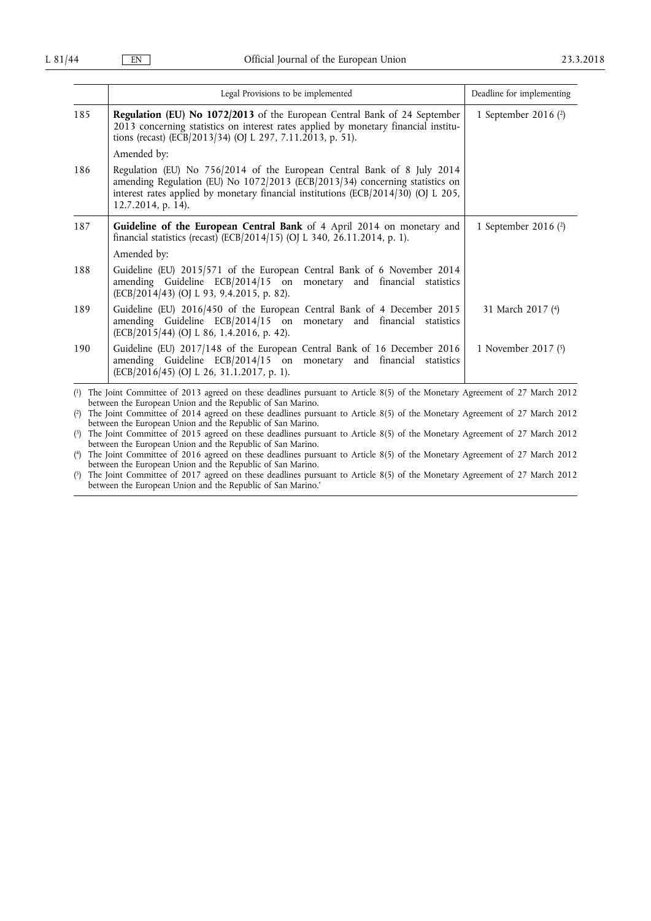| | Legal Provisions to be implemented | Deadline for implementing |
|---|---|---|
| 185 | **Regulation (EU) No 1072/2013** of the European Central Bank of 24 September 2013 concerning statistics on interest rates applied by monetary financial institutions (recast) (ECB/2013/34) (OJ L 297, 7.11.2013, p. 51). | 1 September 2016 ([2]) |
| | Amended by: | |
| 186 | Regulation (EU) No 756/2014 of the European Central Bank of 8 July 2014 amending Regulation (EU) No 1072/2013 (ECB/2013/34) concerning statistics on interest rates applied by monetary financial institutions (ECB/2014/30) (OJ L 205, 12.7.2014, p. 14). | |
| 187 | **Guideline of the European Central Bank** of 4 April 2014 on monetary and financial statistics (recast) (ECB/2014/15) (OJ L 340, 26.11.2014, p. 1). | 1 September 2016 ([2]) |
| | Amended by: | |
| 188 | Guideline (EU) 2015/571 of the European Central Bank of 6 November 2014 amending Guideline ECB/2014/15 on monetary and financial statistics (ECB/2014/43) (OJ L 93, 9.4.2015, p. 82). | |
| 189 | Guideline (EU) 2016/450 of the European Central Bank of 4 December 2015 amending Guideline ECB/2014/15 on monetary and financial statistics (ECB/2015/44) (OJ L 86, 1.4.2016, p. 42). | 31 March 2017 ([4]) |
| 190 | Guideline (EU) 2017/148 of the European Central Bank of 16 December 2016 amending Guideline ECB/2014/15 on monetary and financial statistics (ECB/2016/45) (OJ L 26, 31.1.2017, p. 1). | 1 November 2017 ([5]) |

([1]) The Joint Committee of 2013 agreed on these deadlines pursuant to Article 8(5) of the Monetary Agreement of 27 March 2012 between the European Union and the Republic of San Marino.

([2]) The Joint Committee of 2014 agreed on these deadlines pursuant to Article 8(5) of the Monetary Agreement of 27 March 2012 between the European Union and the Republic of San Marino.

([3]) The Joint Committee of 2015 agreed on these deadlines pursuant to Article 8(5) of the Monetary Agreement of 27 March 2012 between the European Union and the Republic of San Marino.

([4]) The Joint Committee of 2016 agreed on these deadlines pursuant to Article 8(5) of the Monetary Agreement of 27 March 2012 between the European Union and the Republic of San Marino.

([5]) The Joint Committee of 2017 agreed on these deadlines pursuant to Article 8(5) of the Monetary Agreement of 27 March 2012 between the European Union and the Republic of San Marino.'